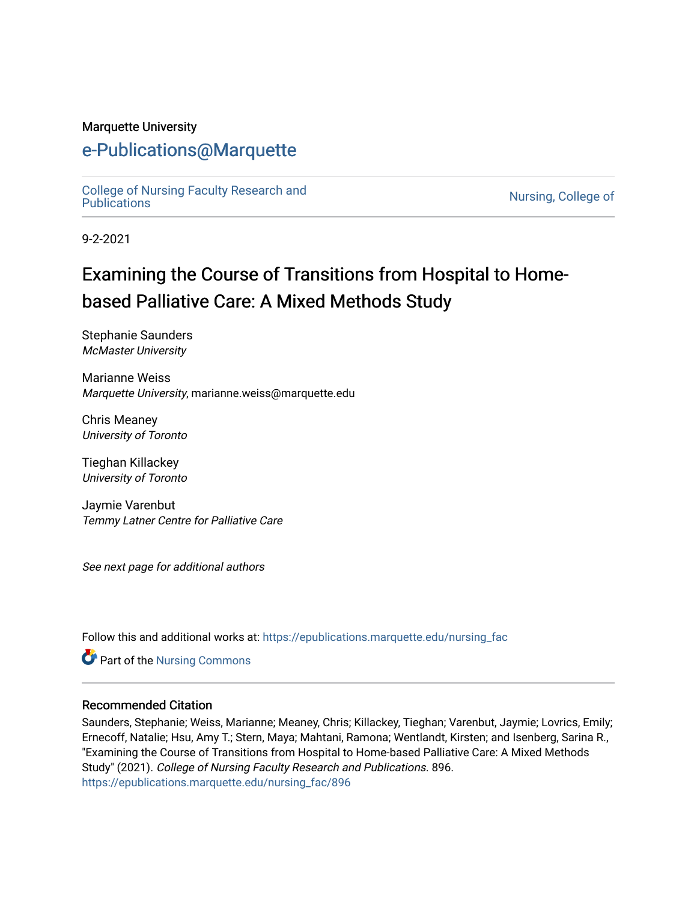Marquette University

# e-Publications@Marquette

College of Nursing Faculty Research and Publications

Nursing, College of

9-2-2021

# Examining the Course of Transitions from Hospital to Home-based Palliative Care: A Mixed Methods Study

Stephanie Saunders
*McMaster University*

Marianne Weiss
*Marquette University*, marianne.weiss@marquette.edu

Chris Meaney
*University of Toronto*

Tieghan Killackey
*University of Toronto*

Jaymie Varenbut
*Temmy Latner Centre for Palliative Care*

*See next page for additional authors*

Follow this and additional works at: https://epublications.marquette.edu/nursing_fac

Part of the Nursing Commons

## Recommended Citation

Saunders, Stephanie; Weiss, Marianne; Meaney, Chris; Killackey, Tieghan; Varenbut, Jaymie; Lovrics, Emily; Ernecoff, Natalie; Hsu, Amy T.; Stern, Maya; Mahtani, Ramona; Wentlandt, Kirsten; and Isenberg, Sarina R., "Examining the Course of Transitions from Hospital to Home-based Palliative Care: A Mixed Methods Study" (2021). *College of Nursing Faculty Research and Publications*. 896.
https://epublications.marquette.edu/nursing_fac/896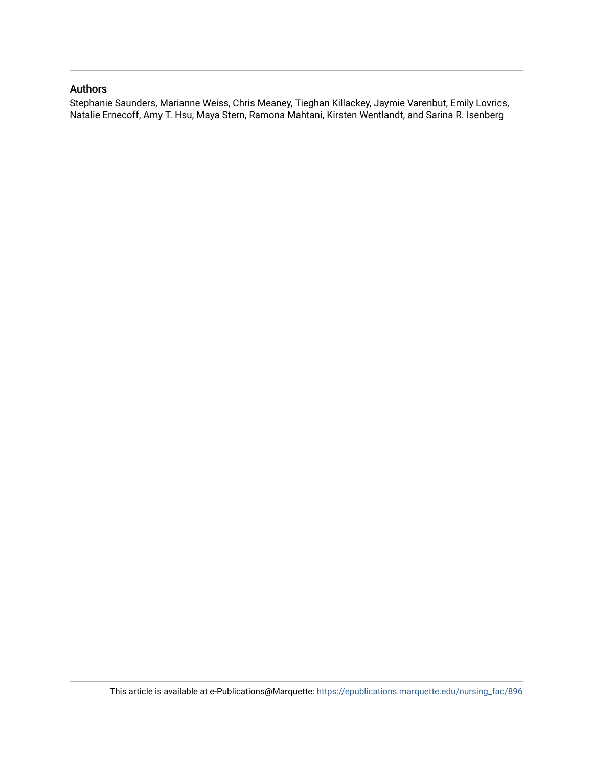## Authors

Stephanie Saunders, Marianne Weiss, Chris Meaney, Tieghan Killackey, Jaymie Varenbut, Emily Lovrics, Natalie Ernecoff, Amy T. Hsu, Maya Stern, Ramona Mahtani, Kirsten Wentlandt, and Sarina R. Isenberg

This article is available at e-Publications@Marquette: https://epublications.marquette.edu/nursing_fac/896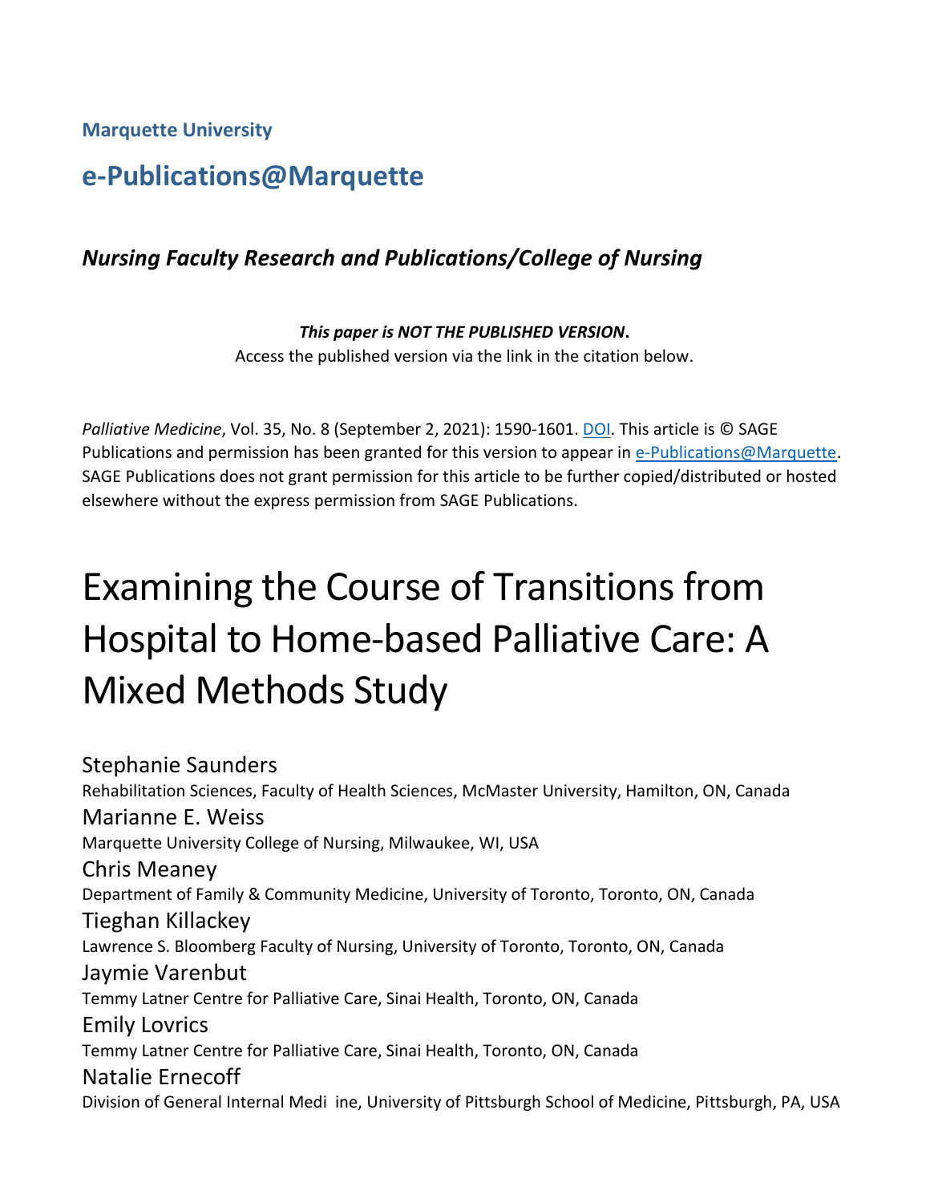**Marquette University**

## e-Publications@Marquette

***Nursing Faculty Research and Publications/College of Nursing***

***This paper is NOT THE PUBLISHED VERSION*.**
Access the published version via the link in the citation below.

*Palliative Medicine*, Vol. 35, No. 8 (September 2, 2021): 1590-1601. DOI. This article is © SAGE Publications and permission has been granted for this version to appear in e-Publications@Marquette. SAGE Publications does not grant permission for this article to be further copied/distributed or hosted elsewhere without the express permission from SAGE Publications.

# Examining the Course of Transitions from Hospital to Home-based Palliative Care: A Mixed Methods Study

Stephanie Saunders
Rehabilitation Sciences, Faculty of Health Sciences, McMaster University, Hamilton, ON, Canada

Marianne E. Weiss
Marquette University College of Nursing, Milwaukee, WI, USA

Chris Meaney
Department of Family & Community Medicine, University of Toronto, Toronto, ON, Canada

Tieghan Killackey
Lawrence S. Bloomberg Faculty of Nursing, University of Toronto, Toronto, ON, Canada

Jaymie Varenbut
Temmy Latner Centre for Palliative Care, Sinai Health, Toronto, ON, Canada

Emily Lovrics
Temmy Latner Centre for Palliative Care, Sinai Health, Toronto, ON, Canada

Natalie Ernecoff
Division of General Internal Medi ine, University of Pittsburgh School of Medicine, Pittsburgh, PA, USA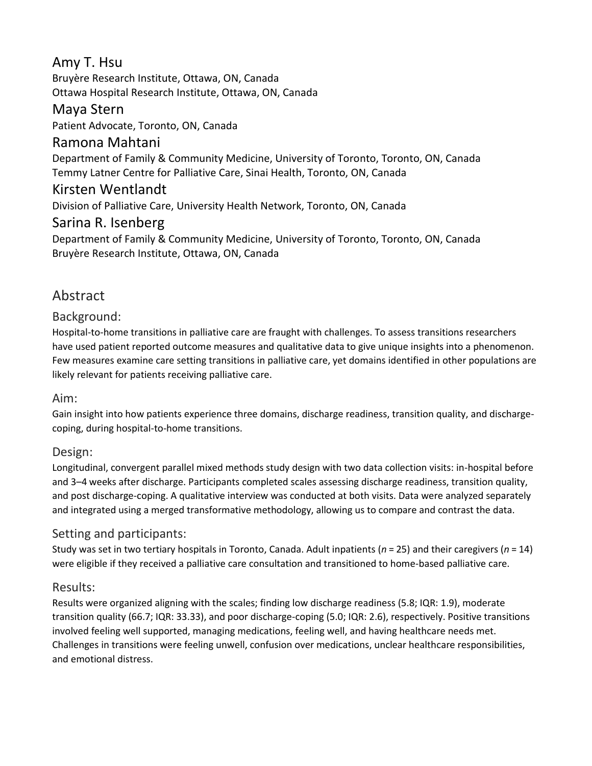## Amy T. Hsu

Bruyère Research Institute, Ottawa, ON, Canada

Ottawa Hospital Research Institute, Ottawa, ON, Canada

## Maya Stern

Patient Advocate, Toronto, ON, Canada

## Ramona Mahtani

Department of Family & Community Medicine, University of Toronto, Toronto, ON, Canada

Temmy Latner Centre for Palliative Care, Sinai Health, Toronto, ON, Canada

## Kirsten Wentlandt

Division of Palliative Care, University Health Network, Toronto, ON, Canada

## Sarina R. Isenberg

Department of Family & Community Medicine, University of Toronto, Toronto, ON, Canada

Bruyère Research Institute, Ottawa, ON, Canada

# Abstract

## Background:

Hospital-to-home transitions in palliative care are fraught with challenges. To assess transitions researchers have used patient reported outcome measures and qualitative data to give unique insights into a phenomenon. Few measures examine care setting transitions in palliative care, yet domains identified in other populations are likely relevant for patients receiving palliative care.

## Aim:

Gain insight into how patients experience three domains, discharge readiness, transition quality, and discharge-coping, during hospital-to-home transitions.

## Design:

Longitudinal, convergent parallel mixed methods study design with two data collection visits: in-hospital before and 3–4 weeks after discharge. Participants completed scales assessing discharge readiness, transition quality, and post discharge-coping. A qualitative interview was conducted at both visits. Data were analyzed separately and integrated using a merged transformative methodology, allowing us to compare and contrast the data.

## Setting and participants:

Study was set in two tertiary hospitals in Toronto, Canada. Adult inpatients (*n* = 25) and their caregivers (*n* = 14) were eligible if they received a palliative care consultation and transitioned to home-based palliative care.

## Results:

Results were organized aligning with the scales; finding low discharge readiness (5.8; IQR: 1.9), moderate transition quality (66.7; IQR: 33.33), and poor discharge-coping (5.0; IQR: 2.6), respectively. Positive transitions involved feeling well supported, managing medications, feeling well, and having healthcare needs met. Challenges in transitions were feeling unwell, confusion over medications, unclear healthcare responsibilities, and emotional distress.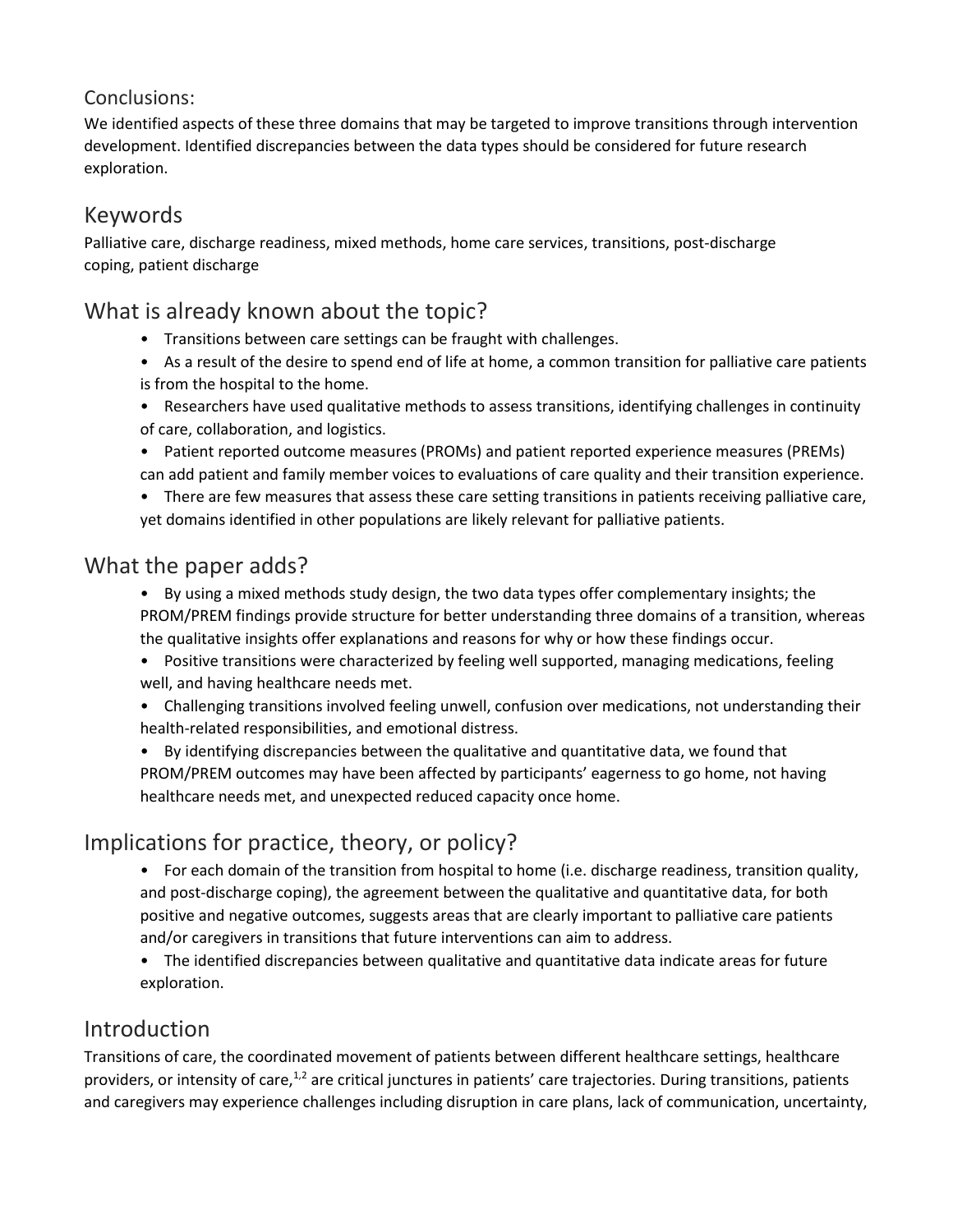## Conclusions:

We identified aspects of these three domains that may be targeted to improve transitions through intervention development. Identified discrepancies between the data types should be considered for future research exploration.

## Keywords

Palliative care, discharge readiness, mixed methods, home care services, transitions, post-discharge coping, patient discharge

## What is already known about the topic?

- Transitions between care settings can be fraught with challenges.
- As a result of the desire to spend end of life at home, a common transition for palliative care patients is from the hospital to the home.
- Researchers have used qualitative methods to assess transitions, identifying challenges in continuity of care, collaboration, and logistics.
- Patient reported outcome measures (PROMs) and patient reported experience measures (PREMs) can add patient and family member voices to evaluations of care quality and their transition experience.
- There are few measures that assess these care setting transitions in patients receiving palliative care, yet domains identified in other populations are likely relevant for palliative patients.

## What the paper adds?

- By using a mixed methods study design, the two data types offer complementary insights; the PROM/PREM findings provide structure for better understanding three domains of a transition, whereas the qualitative insights offer explanations and reasons for why or how these findings occur.
- Positive transitions were characterized by feeling well supported, managing medications, feeling well, and having healthcare needs met.
- Challenging transitions involved feeling unwell, confusion over medications, not understanding their health-related responsibilities, and emotional distress.
- By identifying discrepancies between the qualitative and quantitative data, we found that PROM/PREM outcomes may have been affected by participants' eagerness to go home, not having healthcare needs met, and unexpected reduced capacity once home.

## Implications for practice, theory, or policy?

- For each domain of the transition from hospital to home (i.e. discharge readiness, transition quality, and post-discharge coping), the agreement between the qualitative and quantitative data, for both positive and negative outcomes, suggests areas that are clearly important to palliative care patients and/or caregivers in transitions that future interventions can aim to address.
- The identified discrepancies between qualitative and quantitative data indicate areas for future exploration.

## Introduction

Transitions of care, the coordinated movement of patients between different healthcare settings, healthcare providers, or intensity of care,[1,2] are critical junctures in patients' care trajectories. During transitions, patients and caregivers may experience challenges including disruption in care plans, lack of communication, uncertainty,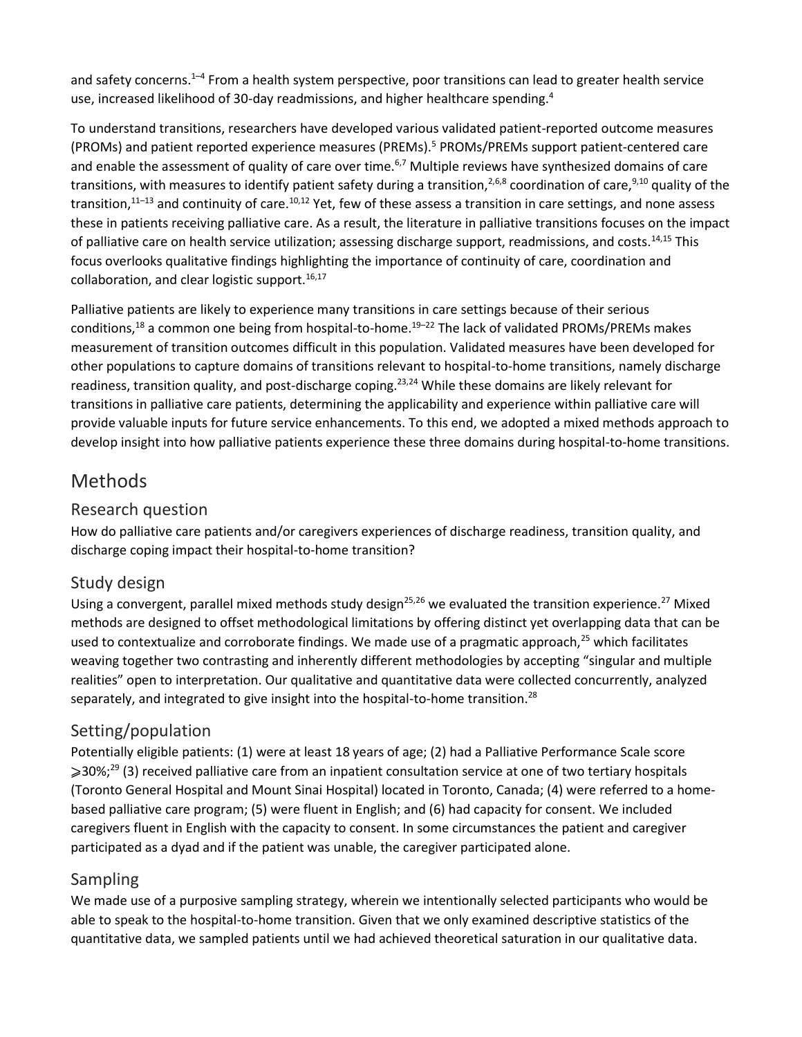and safety concerns.[1–4] From a health system perspective, poor transitions can lead to greater health service use, increased likelihood of 30-day readmissions, and higher healthcare spending.[4]

To understand transitions, researchers have developed various validated patient-reported outcome measures (PROMs) and patient reported experience measures (PREMs).[5] PROMs/PREMs support patient-centered care and enable the assessment of quality of care over time.[6,7] Multiple reviews have synthesized domains of care transitions, with measures to identify patient safety during a transition,[2,6,8] coordination of care,[9,10] quality of the transition,[11–13] and continuity of care.[10,12] Yet, few of these assess a transition in care settings, and none assess these in patients receiving palliative care. As a result, the literature in palliative transitions focuses on the impact of palliative care on health service utilization; assessing discharge support, readmissions, and costs.[14,15] This focus overlooks qualitative findings highlighting the importance of continuity of care, coordination and collaboration, and clear logistic support.[16,17]

Palliative patients are likely to experience many transitions in care settings because of their serious conditions,[18] a common one being from hospital-to-home.[19–22] The lack of validated PROMs/PREMs makes measurement of transition outcomes difficult in this population. Validated measures have been developed for other populations to capture domains of transitions relevant to hospital-to-home transitions, namely discharge readiness, transition quality, and post-discharge coping.[23,24] While these domains are likely relevant for transitions in palliative care patients, determining the applicability and experience within palliative care will provide valuable inputs for future service enhancements. To this end, we adopted a mixed methods approach to develop insight into how palliative patients experience these three domains during hospital-to-home transitions.

# Methods

## Research question

How do palliative care patients and/or caregivers experiences of discharge readiness, transition quality, and discharge coping impact their hospital-to-home transition?

## Study design

Using a convergent, parallel mixed methods study design[25,26] we evaluated the transition experience.[27] Mixed methods are designed to offset methodological limitations by offering distinct yet overlapping data that can be used to contextualize and corroborate findings. We made use of a pragmatic approach,[25] which facilitates weaving together two contrasting and inherently different methodologies by accepting "singular and multiple realities" open to interpretation. Our qualitative and quantitative data were collected concurrently, analyzed separately, and integrated to give insight into the hospital-to-home transition.[28]

## Setting/population

Potentially eligible patients: (1) were at least 18 years of age; (2) had a Palliative Performance Scale score ⩾30%;[29] (3) received palliative care from an inpatient consultation service at one of two tertiary hospitals (Toronto General Hospital and Mount Sinai Hospital) located in Toronto, Canada; (4) were referred to a home-based palliative care program; (5) were fluent in English; and (6) had capacity for consent. We included caregivers fluent in English with the capacity to consent. In some circumstances the patient and caregiver participated as a dyad and if the patient was unable, the caregiver participated alone.

## Sampling

We made use of a purposive sampling strategy, wherein we intentionally selected participants who would be able to speak to the hospital-to-home transition. Given that we only examined descriptive statistics of the quantitative data, we sampled patients until we had achieved theoretical saturation in our qualitative data.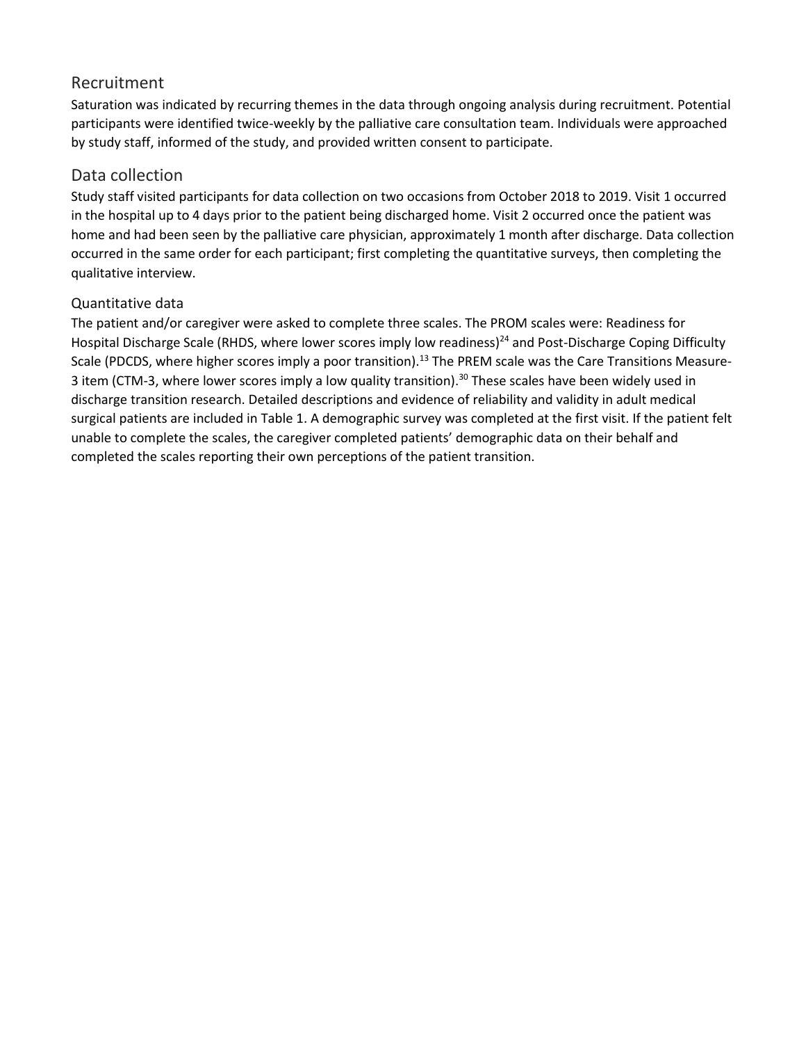## Recruitment

Saturation was indicated by recurring themes in the data through ongoing analysis during recruitment. Potential participants were identified twice-weekly by the palliative care consultation team. Individuals were approached by study staff, informed of the study, and provided written consent to participate.

## Data collection

Study staff visited participants for data collection on two occasions from October 2018 to 2019. Visit 1 occurred in the hospital up to 4 days prior to the patient being discharged home. Visit 2 occurred once the patient was home and had been seen by the palliative care physician, approximately 1 month after discharge. Data collection occurred in the same order for each participant; first completing the quantitative surveys, then completing the qualitative interview.

### Quantitative data

The patient and/or caregiver were asked to complete three scales. The PROM scales were: Readiness for Hospital Discharge Scale (RHDS, where lower scores imply low readiness)[24] and Post-Discharge Coping Difficulty Scale (PDCDS, where higher scores imply a poor transition).[13] The PREM scale was the Care Transitions Measure-3 item (CTM-3, where lower scores imply a low quality transition).[30] These scales have been widely used in discharge transition research. Detailed descriptions and evidence of reliability and validity in adult medical surgical patients are included in Table 1. A demographic survey was completed at the first visit. If the patient felt unable to complete the scales, the caregiver completed patients' demographic data on their behalf and completed the scales reporting their own perceptions of the patient transition.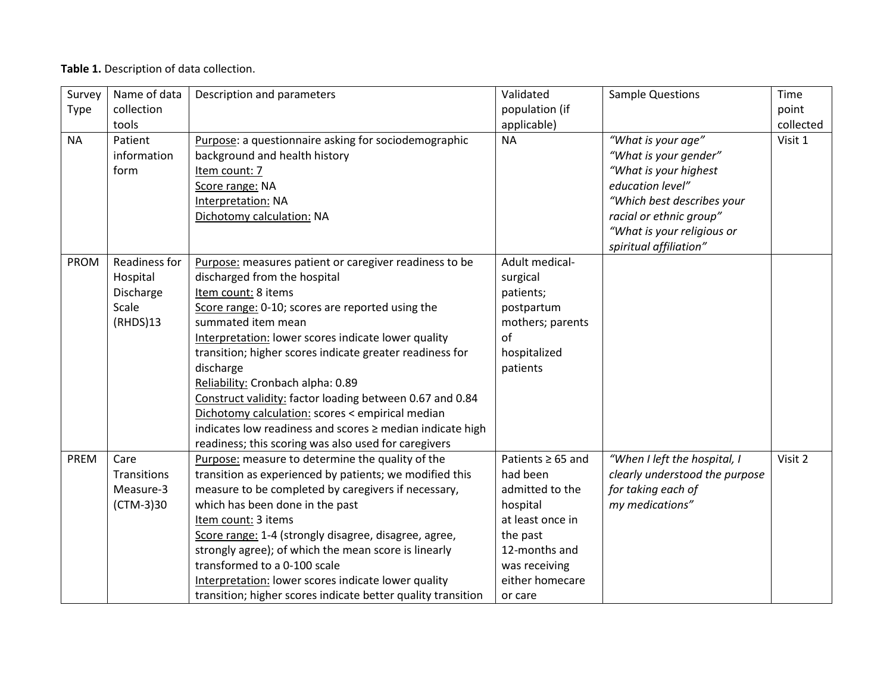**Table 1.** Description of data collection.

| Survey Type | Name of data collection tools | Description and parameters | Validated population (if applicable) | Sample Questions | Time point collected |
|---|---|---|---|---|---|
| NA | Patient information form | Purpose: a questionnaire asking for sociodemographic background and health history<br>Item count: 7<br>Score range: NA<br>Interpretation: NA<br>Dichotomy calculation: NA | NA | *"What is your age"*<br>*"What is your gender"*<br>*"What is your highest education level"*<br>*"Which best describes your racial or ethnic group"*<br>*"What is your religious or spiritual affiliation"* | Visit 1 |
| PROM | Readiness for Hospital Discharge Scale (RHDS)13 | Purpose: measures patient or caregiver readiness to be discharged from the hospital<br>Item count: 8 items<br>Score range: 0-10; scores are reported using the summated item mean<br>Interpretation: lower scores indicate lower quality transition; higher scores indicate greater readiness for discharge<br>Reliability: Cronbach alpha: 0.89<br>Construct validity: factor loading between 0.67 and 0.84<br>Dichotomy calculation: scores < empirical median indicates low readiness and scores ≥ median indicate high readiness; this scoring was also used for caregivers | Adult medical-surgical patients; postpartum mothers; parents of hospitalized patients | | |
| PREM | Care Transitions Measure-3 (CTM-3)30 | Purpose: measure to determine the quality of the transition as experienced by patients; we modified this measure to be completed by caregivers if necessary, which has been done in the past<br>Item count: 3 items<br>Score range: 1-4 (strongly disagree, disagree, agree, strongly agree); of which the mean score is linearly transformed to a 0-100 scale<br>Interpretation: lower scores indicate lower quality transition; higher scores indicate better quality transition | Patients ≥ 65 and had been admitted to the hospital at least once in the past 12-months and was receiving either homecare or care | *"When I left the hospital, I clearly understood the purpose for taking each of my medications"* | Visit 2 |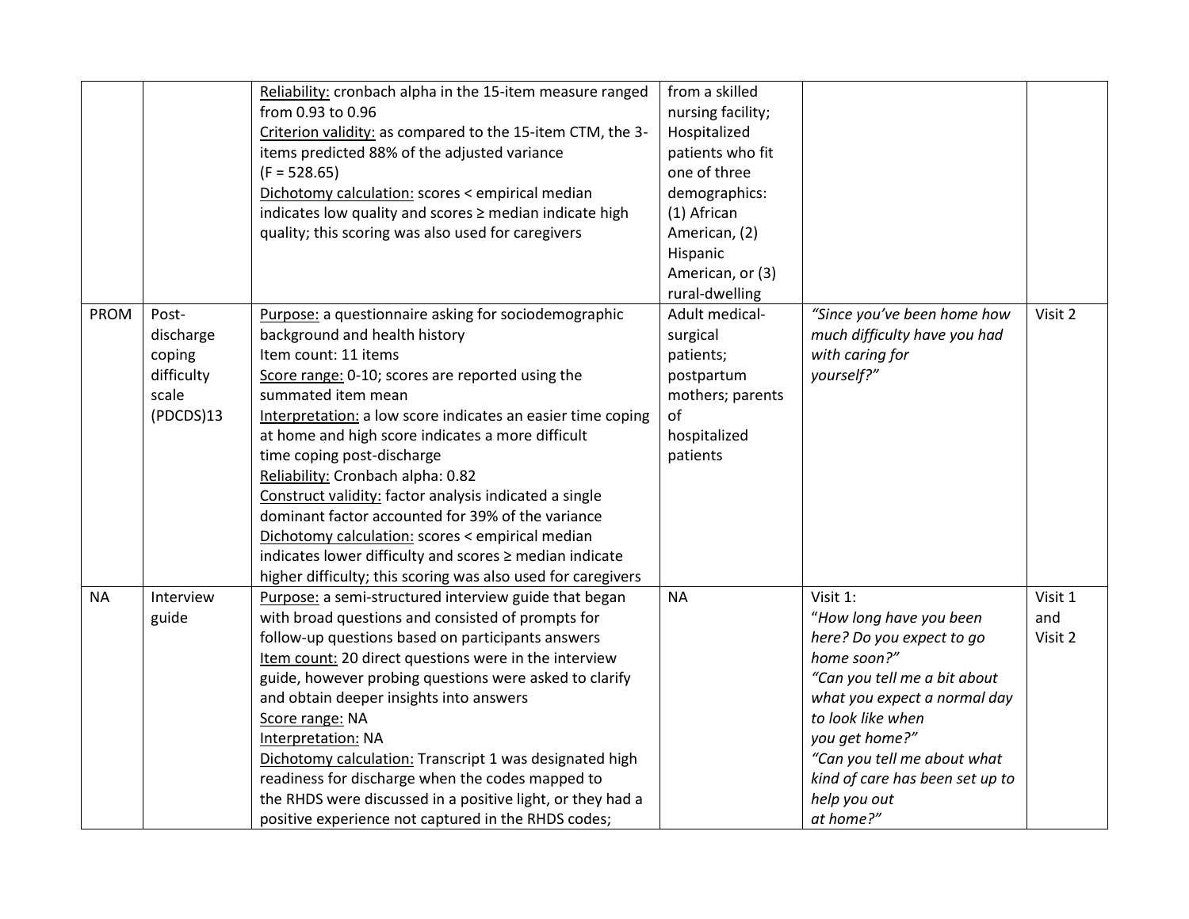| | | | | | |
|---|---|---|---|---|---|
| | | Reliability: cronbach alpha in the 15-item measure ranged from 0.93 to 0.96<br>Criterion validity: as compared to the 15-item CTM, the 3-items predicted 88% of the adjusted variance ($F = 528.65$)<br>Dichotomy calculation: scores < empirical median indicates low quality and scores ≥ median indicate high quality; this scoring was also used for caregivers | from a skilled nursing facility; Hospitalized patients who fit one of three demographics: (1) African American, (2) Hispanic American, or (3) rural-dwelling | | |
| PROM | Post-discharge coping difficulty scale (PDCDS)13 | Purpose: a questionnaire asking for sociodemographic background and health history<br>Item count: 11 items<br>Score range: 0-10; scores are reported using the summated item mean<br>Interpretation: a low score indicates an easier time coping at home and high score indicates a more difficult time coping post-discharge<br>Reliability: Cronbach alpha: 0.82<br>Construct validity: factor analysis indicated a single dominant factor accounted for 39% of the variance<br>Dichotomy calculation: scores < empirical median indicates lower difficulty and scores ≥ median indicate higher difficulty; this scoring was also used for caregivers | Adult medical-surgical patients; postpartum mothers; parents of hospitalized patients | *"Since you've been home how much difficulty have you had with caring for yourself?"* | Visit 2 |
| NA | Interview guide | Purpose: a semi-structured interview guide that began with broad questions and consisted of prompts for follow-up questions based on participants answers<br>Item count: 20 direct questions were in the interview guide, however probing questions were asked to clarify and obtain deeper insights into answers<br>Score range: NA<br>Interpretation: NA<br>Dichotomy calculation: Transcript 1 was designated high readiness for discharge when the codes mapped to the RHDS were discussed in a positive light, or they had a positive experience not captured in the RHDS codes; | NA | Visit 1:<br>*"How long have you been here? Do you expect to go home soon?"*<br>*"Can you tell me a bit about what you expect a normal day to look like when you get home?"*<br>*"Can you tell me about what kind of care has been set up to help you out at home?"* | Visit 1 and Visit 2 |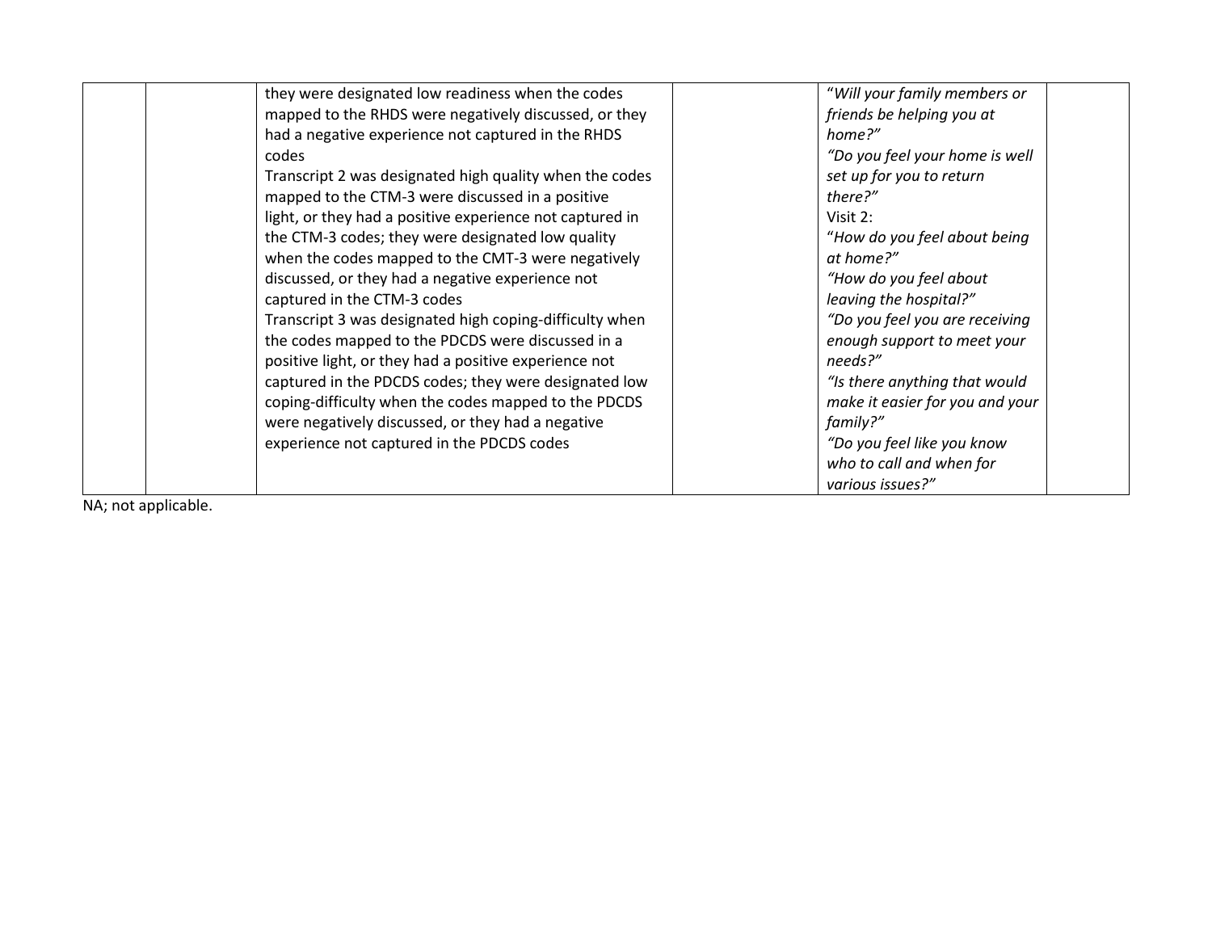|  |  |  |  |  |  |
|---|---|---|---|---|---|
|  |  | they were designated low readiness when the codes mapped to the RHDS were negatively discussed, or they had a negative experience not captured in the RHDS codes<br>Transcript 2 was designated high quality when the codes mapped to the CTM-3 were discussed in a positive light, or they had a positive experience not captured in the CTM-3 codes; they were designated low quality when the codes mapped to the CMT-3 were negatively discussed, or they had a negative experience not captured in the CTM-3 codes<br>Transcript 3 was designated high coping-difficulty when the codes mapped to the PDCDS were discussed in a positive light, or they had a positive experience not captured in the PDCDS codes; they were designated low coping-difficulty when the codes mapped to the PDCDS were negatively discussed, or they had a negative experience not captured in the PDCDS codes |  | "*Will your family members or friends be helping you at home?*"<br>*"Do you feel your home is well set up for you to return there?"*<br>Visit 2:<br>"*How do you feel about being at home?"*<br>*"How do you feel about leaving the hospital?"*<br>*"Do you feel you are receiving enough support to meet your needs?"*<br>*"Is there anything that would make it easier for you and your family?"*<br>*"Do you feel like you know who to call and when for various issues?"* |  |

NA; not applicable.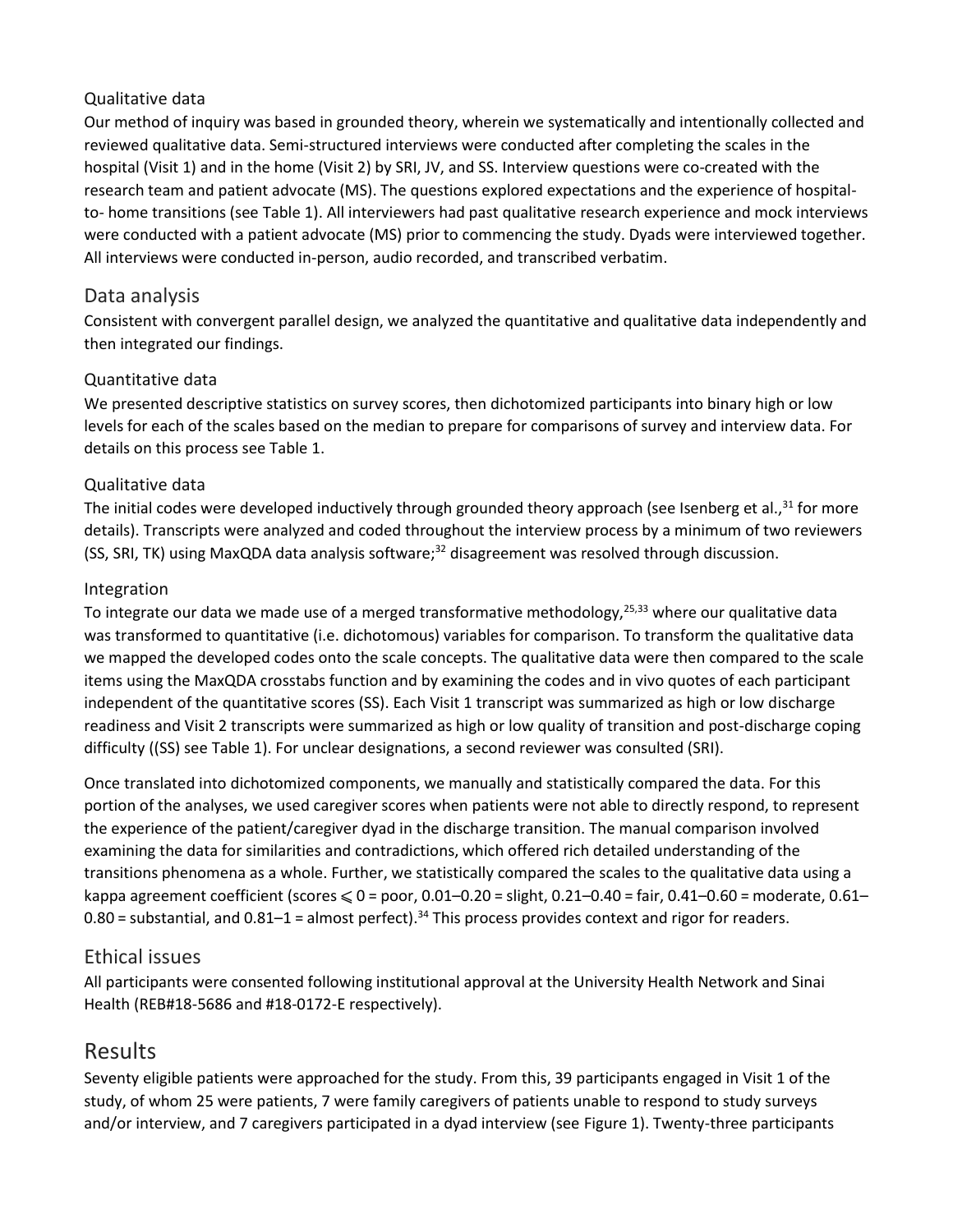### Qualitative data

Our method of inquiry was based in grounded theory, wherein we systematically and intentionally collected and reviewed qualitative data. Semi-structured interviews were conducted after completing the scales in the hospital (Visit 1) and in the home (Visit 2) by SRI, JV, and SS. Interview questions were co-created with the research team and patient advocate (MS). The questions explored expectations and the experience of hospital-to- home transitions (see Table 1). All interviewers had past qualitative research experience and mock interviews were conducted with a patient advocate (MS) prior to commencing the study. Dyads were interviewed together. All interviews were conducted in-person, audio recorded, and transcribed verbatim.

## Data analysis

Consistent with convergent parallel design, we analyzed the quantitative and qualitative data independently and then integrated our findings.

### Quantitative data

We presented descriptive statistics on survey scores, then dichotomized participants into binary high or low levels for each of the scales based on the median to prepare for comparisons of survey and interview data. For details on this process see Table 1.

### Qualitative data

The initial codes were developed inductively through grounded theory approach (see Isenberg et al.,[31] for more details). Transcripts were analyzed and coded throughout the interview process by a minimum of two reviewers (SS, SRI, TK) using MaxQDA data analysis software;[32] disagreement was resolved through discussion.

### Integration

To integrate our data we made use of a merged transformative methodology,[25,33] where our qualitative data was transformed to quantitative (i.e. dichotomous) variables for comparison. To transform the qualitative data we mapped the developed codes onto the scale concepts. The qualitative data were then compared to the scale items using the MaxQDA crosstabs function and by examining the codes and in vivo quotes of each participant independent of the quantitative scores (SS). Each Visit 1 transcript was summarized as high or low discharge readiness and Visit 2 transcripts were summarized as high or low quality of transition and post-discharge coping difficulty ((SS) see Table 1). For unclear designations, a second reviewer was consulted (SRI).

Once translated into dichotomized components, we manually and statistically compared the data. For this portion of the analyses, we used caregiver scores when patients were not able to directly respond, to represent the experience of the patient/caregiver dyad in the discharge transition. The manual comparison involved examining the data for similarities and contradictions, which offered rich detailed understanding of the transitions phenomena as a whole. Further, we statistically compared the scales to the qualitative data using a kappa agreement coefficient (scores $\leqslant 0$ = poor, 0.01–0.20 = slight, 0.21–0.40 = fair, 0.41–0.60 = moderate, 0.61–0.80 = substantial, and 0.81–1 = almost perfect).[34] This process provides context and rigor for readers.

## Ethical issues

All participants were consented following institutional approval at the University Health Network and Sinai Health (REB#18-5686 and #18-0172-E respectively).

# Results

Seventy eligible patients were approached for the study. From this, 39 participants engaged in Visit 1 of the study, of whom 25 were patients, 7 were family caregivers of patients unable to respond to study surveys and/or interview, and 7 caregivers participated in a dyad interview (see Figure 1). Twenty-three participants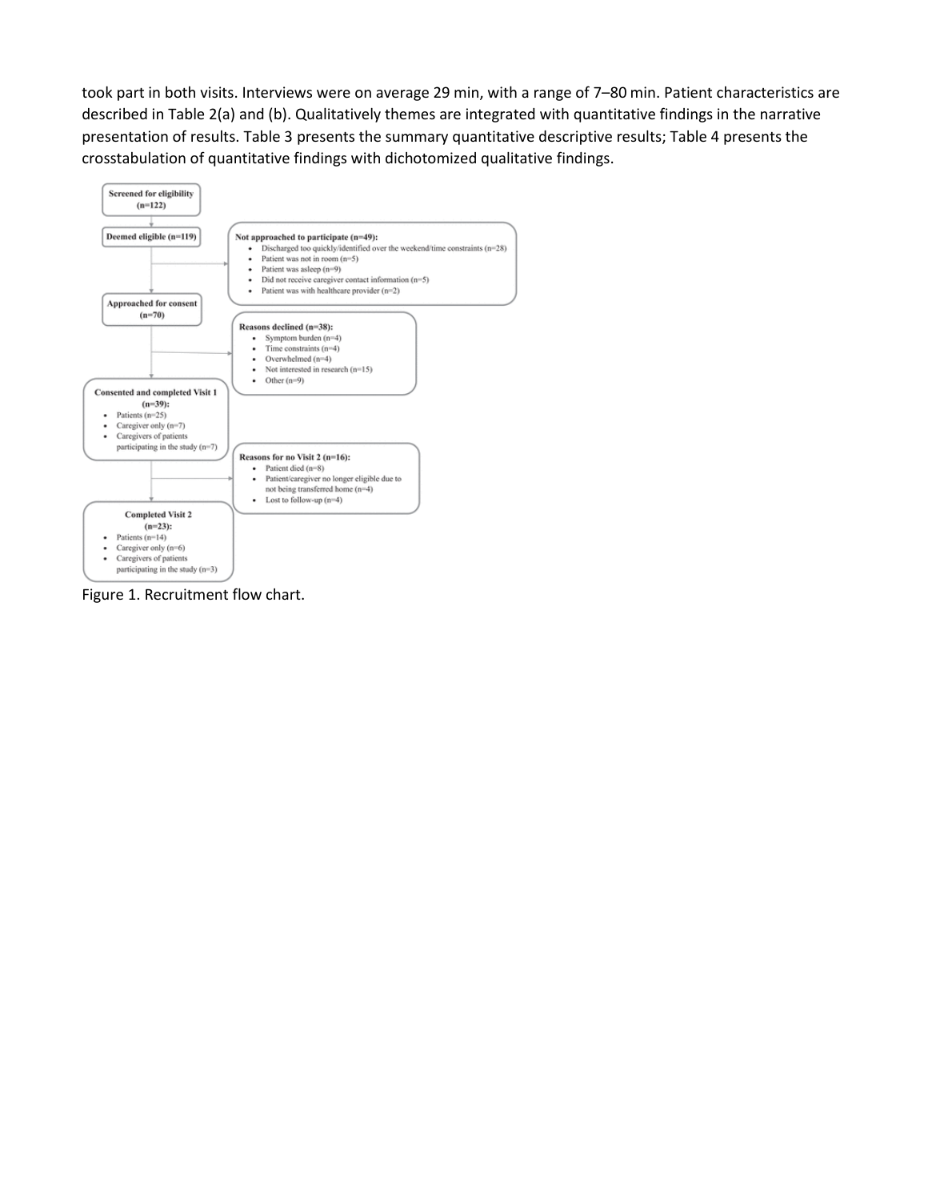took part in both visits. Interviews were on average 29 min, with a range of 7–80 min. Patient characteristics are described in Table 2(a) and (b). Qualitatively themes are integrated with quantitative findings in the narrative presentation of results. Table 3 presents the summary quantitative descriptive results; Table 4 presents the crosstabulation of quantitative findings with dichotomized qualitative findings.

**Screened for eligibility (n=122)**

**Deemed eligible (n=119)**

**Not approached to participate (n=49):**
- Discharged too quickly/identified over the weekend/time constraints (n=28)
- Patient was not in room (n=5)
- Patient was asleep (n=9)
- Did not receive caregiver contact information (n=5)
- Patient was with healthcare provider (n=2)

**Approached for consent (n=70)**

**Reasons declined (n=38):**
- Symptom burden (n=4)
- Time constraints (n=4)
- Overwhelmed (n=4)
- Not interested in research (n=15)
- Other (n=9)

**Consented and completed Visit 1 (n=39):**
- Patients (n=25)
- Caregiver only (n=7)
- Caregivers of patients participating in the study (n=7)

**Reasons for no Visit 2 (n=16):**
- Patient died (n=8)
- Patient/caregiver no longer eligible due to not being transferred home (n=4)
- Lost to follow-up (n=4)

**Completed Visit 2 (n=23):**
- Patients (n=14)
- Caregiver only (n=6)
- Caregivers of patients participating in the study (n=3)

Figure 1. Recruitment flow chart.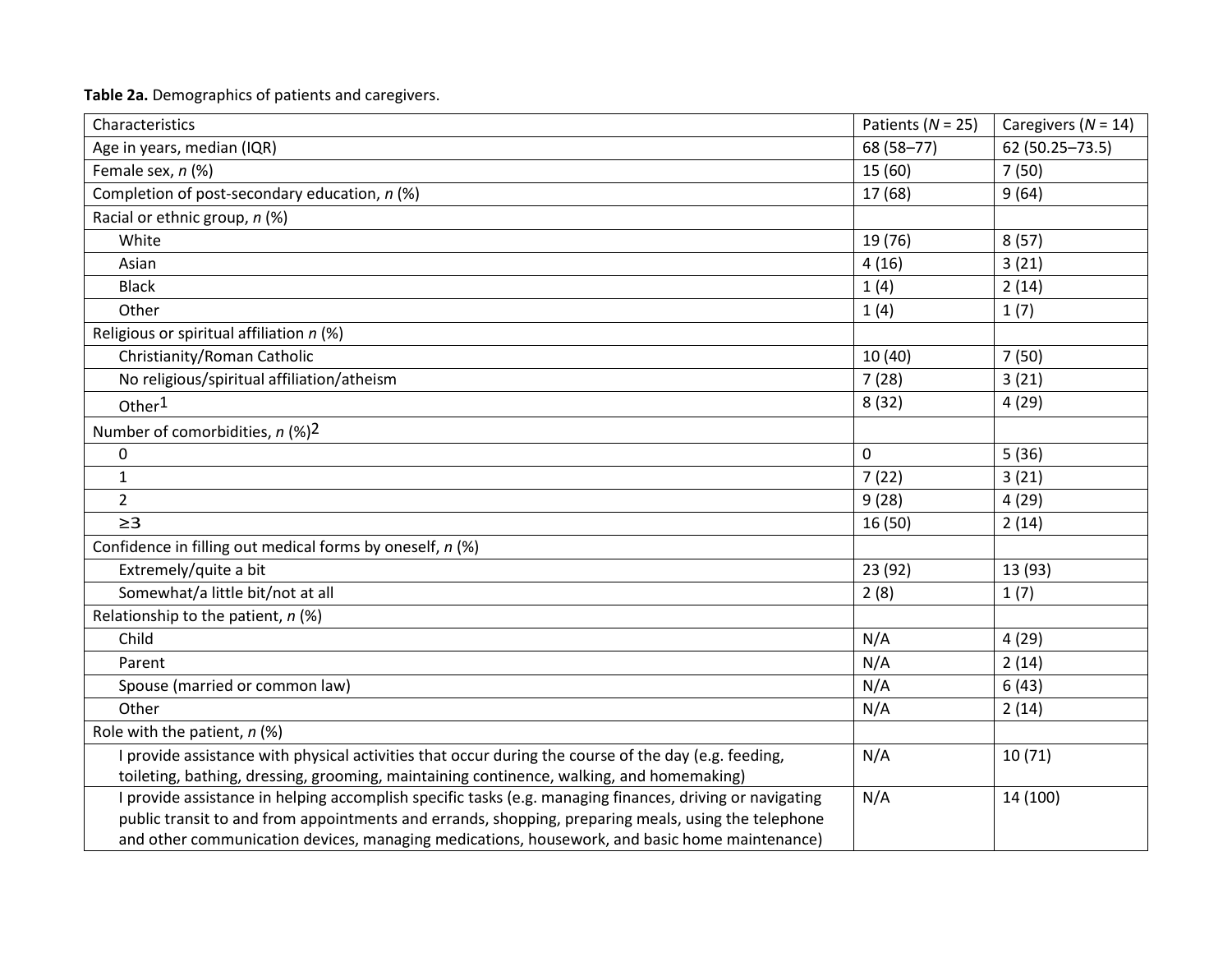**Table 2a.** Demographics of patients and caregivers.

| Characteristics | Patients (*N* = 25) | Caregivers (*N* = 14) |
|---|---|---|
| Age in years, median (IQR) | 68 (58–77) | 62 (50.25–73.5) |
| Female sex, *n* (%) | 15 (60) | 7 (50) |
| Completion of post-secondary education, *n* (%) | 17 (68) | 9 (64) |
| Racial or ethnic group, *n* (%) | | |
| White | 19 (76) | 8 (57) |
| Asian | 4 (16) | 3 (21) |
| Black | 1 (4) | 2 (14) |
| Other | 1 (4) | 1 (7) |
| Religious or spiritual affiliation *n* (%) | | |
| Christianity/Roman Catholic | 10 (40) | 7 (50) |
| No religious/spiritual affiliation/atheism | 7 (28) | 3 (21) |
| Other[1] | 8 (32) | 4 (29) |
| Number of comorbidities, *n* (%)[2] | | |
| 0 | 0 | 5 (36) |
| 1 | 7 (22) | 3 (21) |
| 2 | 9 (28) | 4 (29) |
| ≥3 | 16 (50) | 2 (14) |
| Confidence in filling out medical forms by oneself, *n* (%) | | |
| Extremely/quite a bit | 23 (92) | 13 (93) |
| Somewhat/a little bit/not at all | 2 (8) | 1 (7) |
| Relationship to the patient, *n* (%) | | |
| Child | N/A | 4 (29) |
| Parent | N/A | 2 (14) |
| Spouse (married or common law) | N/A | 6 (43) |
| Other | N/A | 2 (14) |
| Role with the patient, *n* (%) | | |
| I provide assistance with physical activities that occur during the course of the day (e.g. feeding, toileting, bathing, dressing, grooming, maintaining continence, walking, and homemaking) | N/A | 10 (71) |
| I provide assistance in helping accomplish specific tasks (e.g. managing finances, driving or navigating public transit to and from appointments and errands, shopping, preparing meals, using the telephone and other communication devices, managing medications, housework, and basic home maintenance) | N/A | 14 (100) |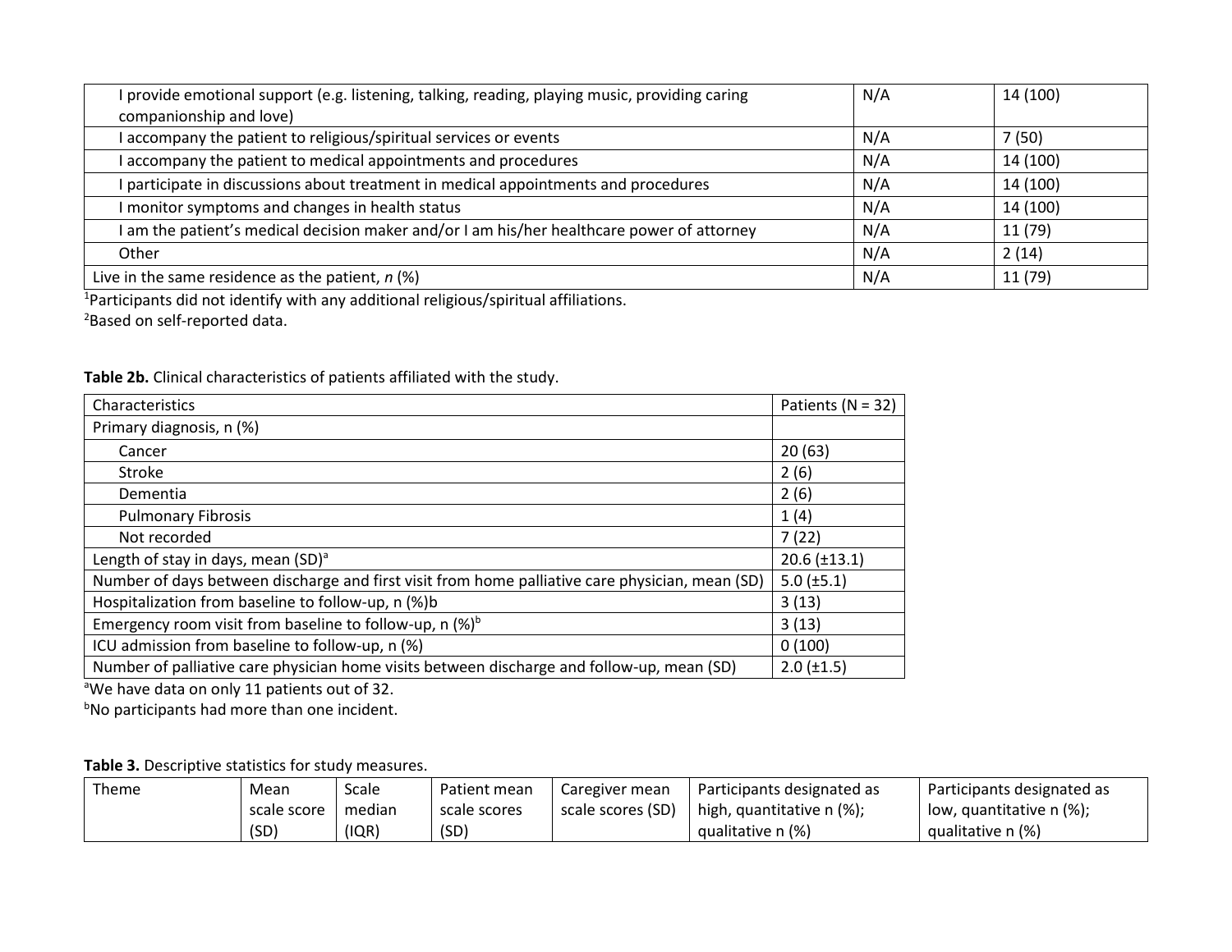| | | |
|---|---|---|
| I provide emotional support (e.g. listening, talking, reading, playing music, providing caring companionship and love) | N/A | 14 (100) |
| I accompany the patient to religious/spiritual services or events | N/A | 7 (50) |
| I accompany the patient to medical appointments and procedures | N/A | 14 (100) |
| I participate in discussions about treatment in medical appointments and procedures | N/A | 14 (100) |
| I monitor symptoms and changes in health status | N/A | 14 (100) |
| I am the patient's medical decision maker and/or I am his/her healthcare power of attorney | N/A | 11 (79) |
| Other | N/A | 2 (14) |
| Live in the same residence as the patient, *n* (%) | N/A | 11 (79) |

[1]Participants did not identify with any additional religious/spiritual affiliations.
[2]Based on self-reported data.

**Table 2b.** Clinical characteristics of patients affiliated with the study.

| Characteristics | Patients (N = 32) |
|---|---|
| Primary diagnosis, n (%) | |
| Cancer | 20 (63) |
| Stroke | 2 (6) |
| Dementia | 2 (6) |
| Pulmonary Fibrosis | 1 (4) |
| Not recorded | 7 (22) |
| Length of stay in days, mean (SD)[a] | 20.6 (±13.1) |
| Number of days between discharge and first visit from home palliative care physician, mean (SD) | 5.0 (±5.1) |
| Hospitalization from baseline to follow-up, n (%)b | 3 (13) |
| Emergency room visit from baseline to follow-up, n (%)[b] | 3 (13) |
| ICU admission from baseline to follow-up, n (%) | 0 (100) |
| Number of palliative care physician home visits between discharge and follow-up, mean (SD) | 2.0 (±1.5) |

[a]We have data on only 11 patients out of 32.
[b]No participants had more than one incident.

**Table 3.** Descriptive statistics for study measures.

| Theme | Mean scale score (SD) | Scale median (IQR) | Patient mean scale scores (SD) | Caregiver mean scale scores (SD) | Participants designated as high, quantitative n (%); qualitative n (%) | Participants designated as low, quantitative n (%); qualitative n (%) |
|---|---|---|---|---|---|---|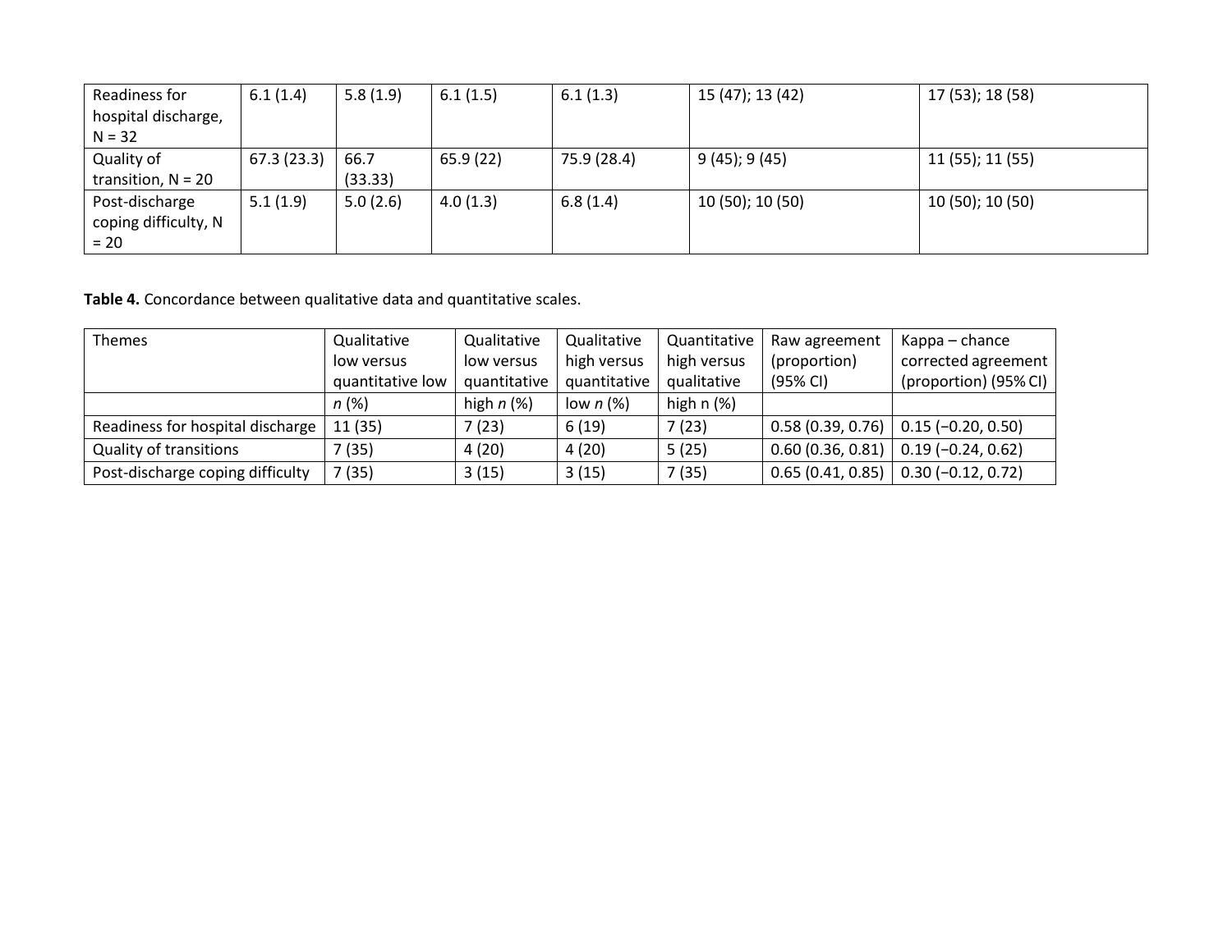| | | | | | | |
|---|---|---|---|---|---|---|
| Readiness for hospital discharge, N = 32 | 6.1 (1.4) | 5.8 (1.9) | 6.1 (1.5) | 6.1 (1.3) | 15 (47); 13 (42) | 17 (53); 18 (58) |
| Quality of transition, N = 20 | 67.3 (23.3) | 66.7 (33.33) | 65.9 (22) | 75.9 (28.4) | 9 (45); 9 (45) | 11 (55); 11 (55) |
| Post-discharge coping difficulty, N = 20 | 5.1 (1.9) | 5.0 (2.6) | 4.0 (1.3) | 6.8 (1.4) | 10 (50); 10 (50) | 10 (50); 10 (50) |

**Table 4.** Concordance between qualitative data and quantitative scales.

| Themes | Qualitative low versus quantitative low | Qualitative low versus quantitative high *n* (%) | Qualitative high versus quantitative low *n* (%) | Quantitative high versus qualitative high n (%) | Raw agreement (proportion) (95% CI) | Kappa – chance corrected agreement (proportion) (95% CI) |
|---|---|---|---|---|---|---|
| | *n* (%) | | | | | |
| Readiness for hospital discharge | 11 (35) | 7 (23) | 6 (19) | 7 (23) | 0.58 (0.39, 0.76) | 0.15 (−0.20, 0.50) |
| Quality of transitions | 7 (35) | 4 (20) | 4 (20) | 5 (25) | 0.60 (0.36, 0.81) | 0.19 (−0.24, 0.62) |
| Post-discharge coping difficulty | 7 (35) | 3 (15) | 3 (15) | 7 (35) | 0.65 (0.41, 0.85) | 0.30 (−0.12, 0.72) |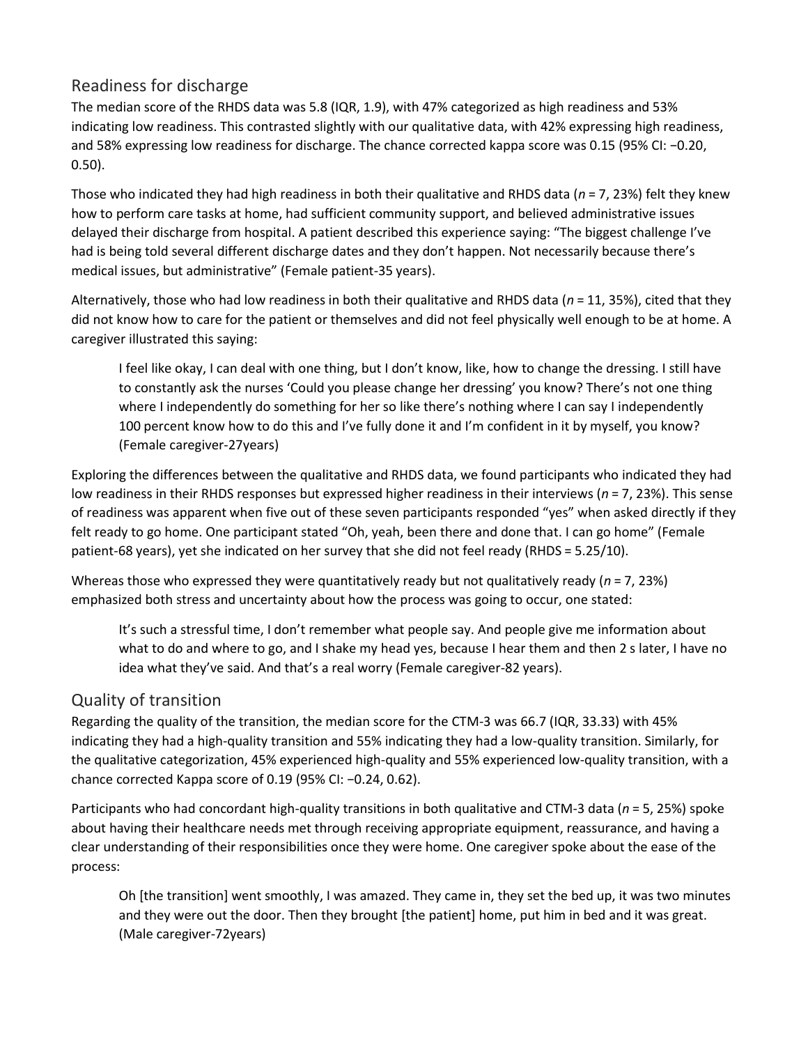## Readiness for discharge

The median score of the RHDS data was 5.8 (IQR, 1.9), with 47% categorized as high readiness and 53% indicating low readiness. This contrasted slightly with our qualitative data, with 42% expressing high readiness, and 58% expressing low readiness for discharge. The chance corrected kappa score was 0.15 (95% CI: −0.20, 0.50).

Those who indicated they had high readiness in both their qualitative and RHDS data (*n* = 7, 23%) felt they knew how to perform care tasks at home, had sufficient community support, and believed administrative issues delayed their discharge from hospital. A patient described this experience saying: "The biggest challenge I've had is being told several different discharge dates and they don't happen. Not necessarily because there's medical issues, but administrative" (Female patient-35 years).

Alternatively, those who had low readiness in both their qualitative and RHDS data (*n* = 11, 35%), cited that they did not know how to care for the patient or themselves and did not feel physically well enough to be at home. A caregiver illustrated this saying:

> I feel like okay, I can deal with one thing, but I don't know, like, how to change the dressing. I still have to constantly ask the nurses 'Could you please change her dressing' you know? There's not one thing where I independently do something for her so like there's nothing where I can say I independently 100 percent know how to do this and I've fully done it and I'm confident in it by myself, you know? (Female caregiver-27years)

Exploring the differences between the qualitative and RHDS data, we found participants who indicated they had low readiness in their RHDS responses but expressed higher readiness in their interviews (*n* = 7, 23%). This sense of readiness was apparent when five out of these seven participants responded "yes" when asked directly if they felt ready to go home. One participant stated "Oh, yeah, been there and done that. I can go home" (Female patient-68 years), yet she indicated on her survey that she did not feel ready (RHDS = 5.25/10).

Whereas those who expressed they were quantitatively ready but not qualitatively ready (*n* = 7, 23%) emphasized both stress and uncertainty about how the process was going to occur, one stated:

> It's such a stressful time, I don't remember what people say. And people give me information about what to do and where to go, and I shake my head yes, because I hear them and then 2 s later, I have no idea what they've said. And that's a real worry (Female caregiver-82 years).

## Quality of transition

Regarding the quality of the transition, the median score for the CTM-3 was 66.7 (IQR, 33.33) with 45% indicating they had a high-quality transition and 55% indicating they had a low-quality transition. Similarly, for the qualitative categorization, 45% experienced high-quality and 55% experienced low-quality transition, with a chance corrected Kappa score of 0.19 (95% CI: −0.24, 0.62).

Participants who had concordant high-quality transitions in both qualitative and CTM-3 data (*n* = 5, 25%) spoke about having their healthcare needs met through receiving appropriate equipment, reassurance, and having a clear understanding of their responsibilities once they were home. One caregiver spoke about the ease of the process:

> Oh [the transition] went smoothly, I was amazed. They came in, they set the bed up, it was two minutes and they were out the door. Then they brought [the patient] home, put him in bed and it was great. (Male caregiver-72years)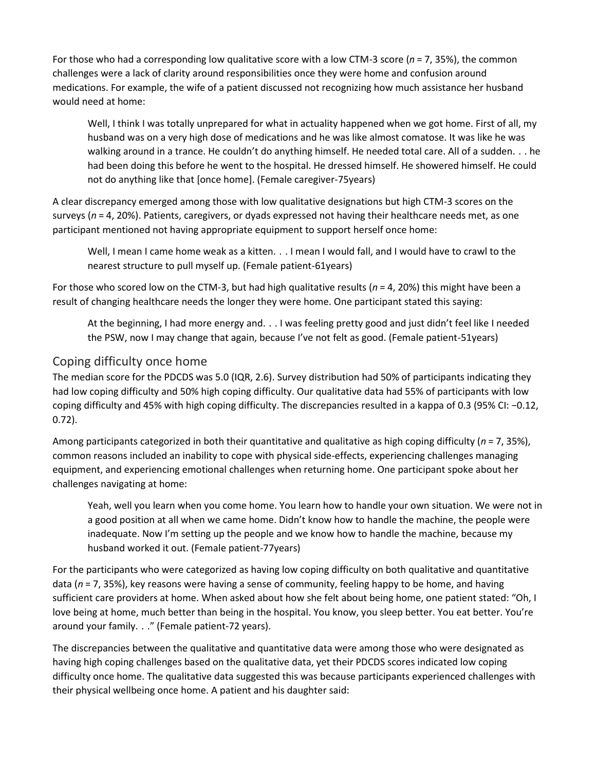For those who had a corresponding low qualitative score with a low CTM-3 score (*n* = 7, 35%), the common challenges were a lack of clarity around responsibilities once they were home and confusion around medications. For example, the wife of a patient discussed not recognizing how much assistance her husband would need at home:

> Well, I think I was totally unprepared for what in actuality happened when we got home. First of all, my husband was on a very high dose of medications and he was like almost comatose. It was like he was walking around in a trance. He couldn't do anything himself. He needed total care. All of a sudden. . . he had been doing this before he went to the hospital. He dressed himself. He showered himself. He could not do anything like that [once home]. (Female caregiver-75years)

A clear discrepancy emerged among those with low qualitative designations but high CTM-3 scores on the surveys (*n* = 4, 20%). Patients, caregivers, or dyads expressed not having their healthcare needs met, as one participant mentioned not having appropriate equipment to support herself once home:

> Well, I mean I came home weak as a kitten. . . I mean I would fall, and I would have to crawl to the nearest structure to pull myself up. (Female patient-61years)

For those who scored low on the CTM-3, but had high qualitative results (*n* = 4, 20%) this might have been a result of changing healthcare needs the longer they were home. One participant stated this saying:

> At the beginning, I had more energy and. . . I was feeling pretty good and just didn't feel like I needed the PSW, now I may change that again, because I've not felt as good. (Female patient-51years)

## Coping difficulty once home

The median score for the PDCDS was 5.0 (IQR, 2.6). Survey distribution had 50% of participants indicating they had low coping difficulty and 50% high coping difficulty. Our qualitative data had 55% of participants with low coping difficulty and 45% with high coping difficulty. The discrepancies resulted in a kappa of 0.3 (95% CI: −0.12, 0.72).

Among participants categorized in both their quantitative and qualitative as high coping difficulty (*n* = 7, 35%), common reasons included an inability to cope with physical side-effects, experiencing challenges managing equipment, and experiencing emotional challenges when returning home. One participant spoke about her challenges navigating at home:

> Yeah, well you learn when you come home. You learn how to handle your own situation. We were not in a good position at all when we came home. Didn't know how to handle the machine, the people were inadequate. Now I'm setting up the people and we know how to handle the machine, because my husband worked it out. (Female patient-77years)

For the participants who were categorized as having low coping difficulty on both qualitative and quantitative data (*n* = 7, 35%), key reasons were having a sense of community, feeling happy to be home, and having sufficient care providers at home. When asked about how she felt about being home, one patient stated: "Oh, I love being at home, much better than being in the hospital. You know, you sleep better. You eat better. You're around your family. . ." (Female patient-72 years).

The discrepancies between the qualitative and quantitative data were among those who were designated as having high coping challenges based on the qualitative data, yet their PDCDS scores indicated low coping difficulty once home. The qualitative data suggested this was because participants experienced challenges with their physical wellbeing once home. A patient and his daughter said: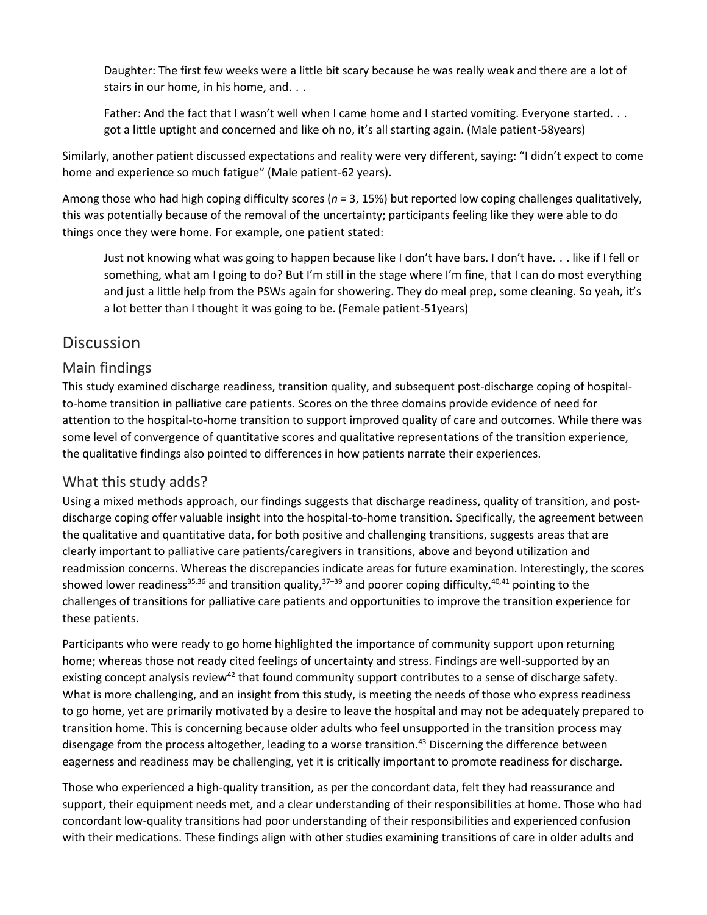> Daughter: The first few weeks were a little bit scary because he was really weak and there are a lot of stairs in our home, in his home, and. . .
>
> Father: And the fact that I wasn't well when I came home and I started vomiting. Everyone started. . . got a little uptight and concerned and like oh no, it's all starting again. (Male patient-58years)

Similarly, another patient discussed expectations and reality were very different, saying: "I didn't expect to come home and experience so much fatigue" (Male patient-62 years).

Among those who had high coping difficulty scores (*n* = 3, 15%) but reported low coping challenges qualitatively, this was potentially because of the removal of the uncertainty; participants feeling like they were able to do things once they were home. For example, one patient stated:

> Just not knowing what was going to happen because like I don't have bars. I don't have. . . like if I fell or something, what am I going to do? But I'm still in the stage where I'm fine, that I can do most everything and just a little help from the PSWs again for showering. They do meal prep, some cleaning. So yeah, it's a lot better than I thought it was going to be. (Female patient-51years)

# Discussion

## Main findings

This study examined discharge readiness, transition quality, and subsequent post-discharge coping of hospital-to-home transition in palliative care patients. Scores on the three domains provide evidence of need for attention to the hospital-to-home transition to support improved quality of care and outcomes. While there was some level of convergence of quantitative scores and qualitative representations of the transition experience, the qualitative findings also pointed to differences in how patients narrate their experiences.

## What this study adds?

Using a mixed methods approach, our findings suggests that discharge readiness, quality of transition, and post-discharge coping offer valuable insight into the hospital-to-home transition. Specifically, the agreement between the qualitative and quantitative data, for both positive and challenging transitions, suggests areas that are clearly important to palliative care patients/caregivers in transitions, above and beyond utilization and readmission concerns. Whereas the discrepancies indicate areas for future examination. Interestingly, the scores showed lower readiness[35,36] and transition quality,[37–39] and poorer coping difficulty,[40,41] pointing to the challenges of transitions for palliative care patients and opportunities to improve the transition experience for these patients.

Participants who were ready to go home highlighted the importance of community support upon returning home; whereas those not ready cited feelings of uncertainty and stress. Findings are well-supported by an existing concept analysis review[42] that found community support contributes to a sense of discharge safety. What is more challenging, and an insight from this study, is meeting the needs of those who express readiness to go home, yet are primarily motivated by a desire to leave the hospital and may not be adequately prepared to transition home. This is concerning because older adults who feel unsupported in the transition process may disengage from the process altogether, leading to a worse transition.[43] Discerning the difference between eagerness and readiness may be challenging, yet it is critically important to promote readiness for discharge.

Those who experienced a high-quality transition, as per the concordant data, felt they had reassurance and support, their equipment needs met, and a clear understanding of their responsibilities at home. Those who had concordant low-quality transitions had poor understanding of their responsibilities and experienced confusion with their medications. These findings align with other studies examining transitions of care in older adults and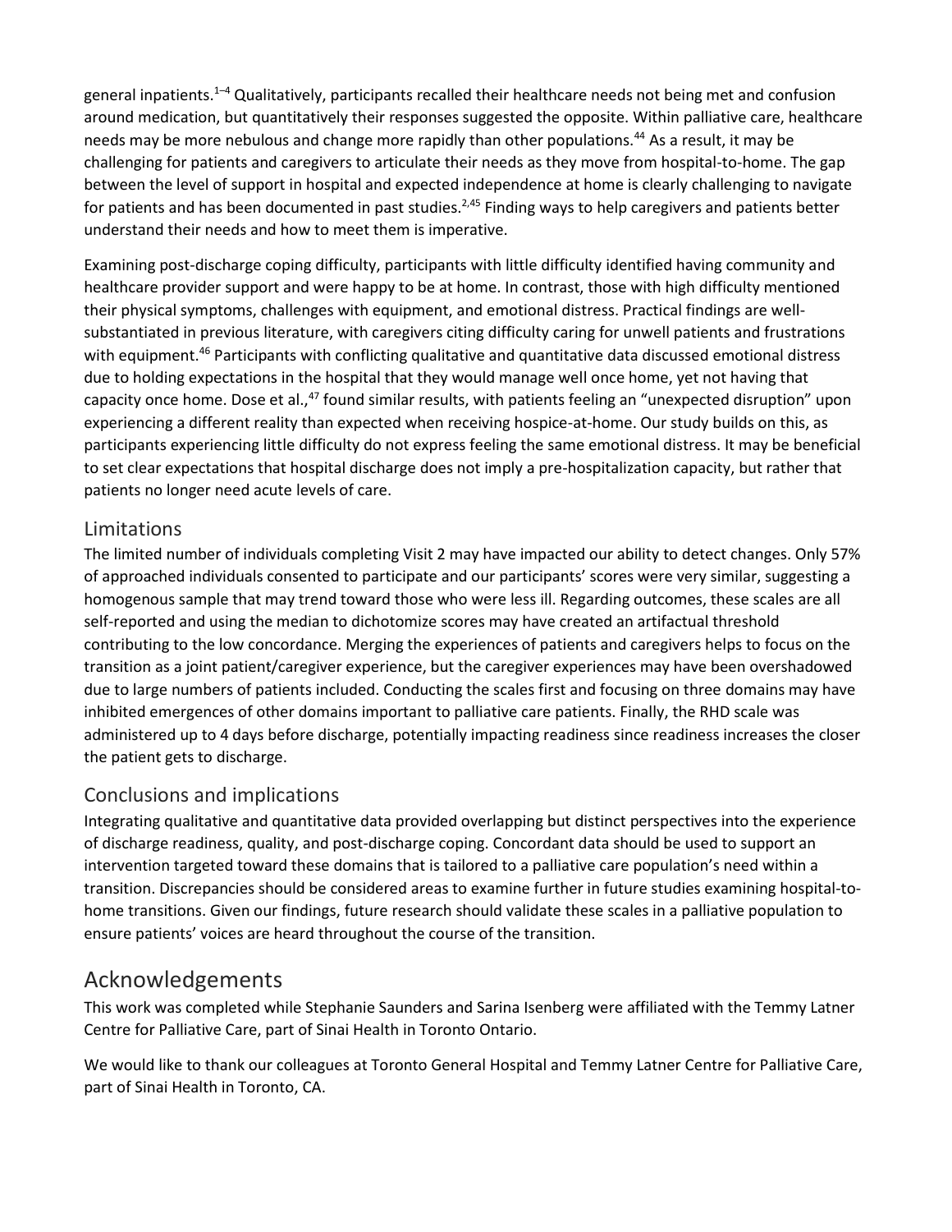general inpatients.[1–4] Qualitatively, participants recalled their healthcare needs not being met and confusion around medication, but quantitatively their responses suggested the opposite. Within palliative care, healthcare needs may be more nebulous and change more rapidly than other populations.[44] As a result, it may be challenging for patients and caregivers to articulate their needs as they move from hospital-to-home. The gap between the level of support in hospital and expected independence at home is clearly challenging to navigate for patients and has been documented in past studies.[2,45] Finding ways to help caregivers and patients better understand their needs and how to meet them is imperative.

Examining post-discharge coping difficulty, participants with little difficulty identified having community and healthcare provider support and were happy to be at home. In contrast, those with high difficulty mentioned their physical symptoms, challenges with equipment, and emotional distress. Practical findings are well-substantiated in previous literature, with caregivers citing difficulty caring for unwell patients and frustrations with equipment.[46] Participants with conflicting qualitative and quantitative data discussed emotional distress due to holding expectations in the hospital that they would manage well once home, yet not having that capacity once home. Dose et al.,[47] found similar results, with patients feeling an "unexpected disruption" upon experiencing a different reality than expected when receiving hospice-at-home. Our study builds on this, as participants experiencing little difficulty do not express feeling the same emotional distress. It may be beneficial to set clear expectations that hospital discharge does not imply a pre-hospitalization capacity, but rather that patients no longer need acute levels of care.

## Limitations

The limited number of individuals completing Visit 2 may have impacted our ability to detect changes. Only 57% of approached individuals consented to participate and our participants' scores were very similar, suggesting a homogenous sample that may trend toward those who were less ill. Regarding outcomes, these scales are all self-reported and using the median to dichotomize scores may have created an artifactual threshold contributing to the low concordance. Merging the experiences of patients and caregivers helps to focus on the transition as a joint patient/caregiver experience, but the caregiver experiences may have been overshadowed due to large numbers of patients included. Conducting the scales first and focusing on three domains may have inhibited emergences of other domains important to palliative care patients. Finally, the RHD scale was administered up to 4 days before discharge, potentially impacting readiness since readiness increases the closer the patient gets to discharge.

## Conclusions and implications

Integrating qualitative and quantitative data provided overlapping but distinct perspectives into the experience of discharge readiness, quality, and post-discharge coping. Concordant data should be used to support an intervention targeted toward these domains that is tailored to a palliative care population's need within a transition. Discrepancies should be considered areas to examine further in future studies examining hospital-to-home transitions. Given our findings, future research should validate these scales in a palliative population to ensure patients' voices are heard throughout the course of the transition.

# Acknowledgements

This work was completed while Stephanie Saunders and Sarina Isenberg were affiliated with the Temmy Latner Centre for Palliative Care, part of Sinai Health in Toronto Ontario.

We would like to thank our colleagues at Toronto General Hospital and Temmy Latner Centre for Palliative Care, part of Sinai Health in Toronto, CA.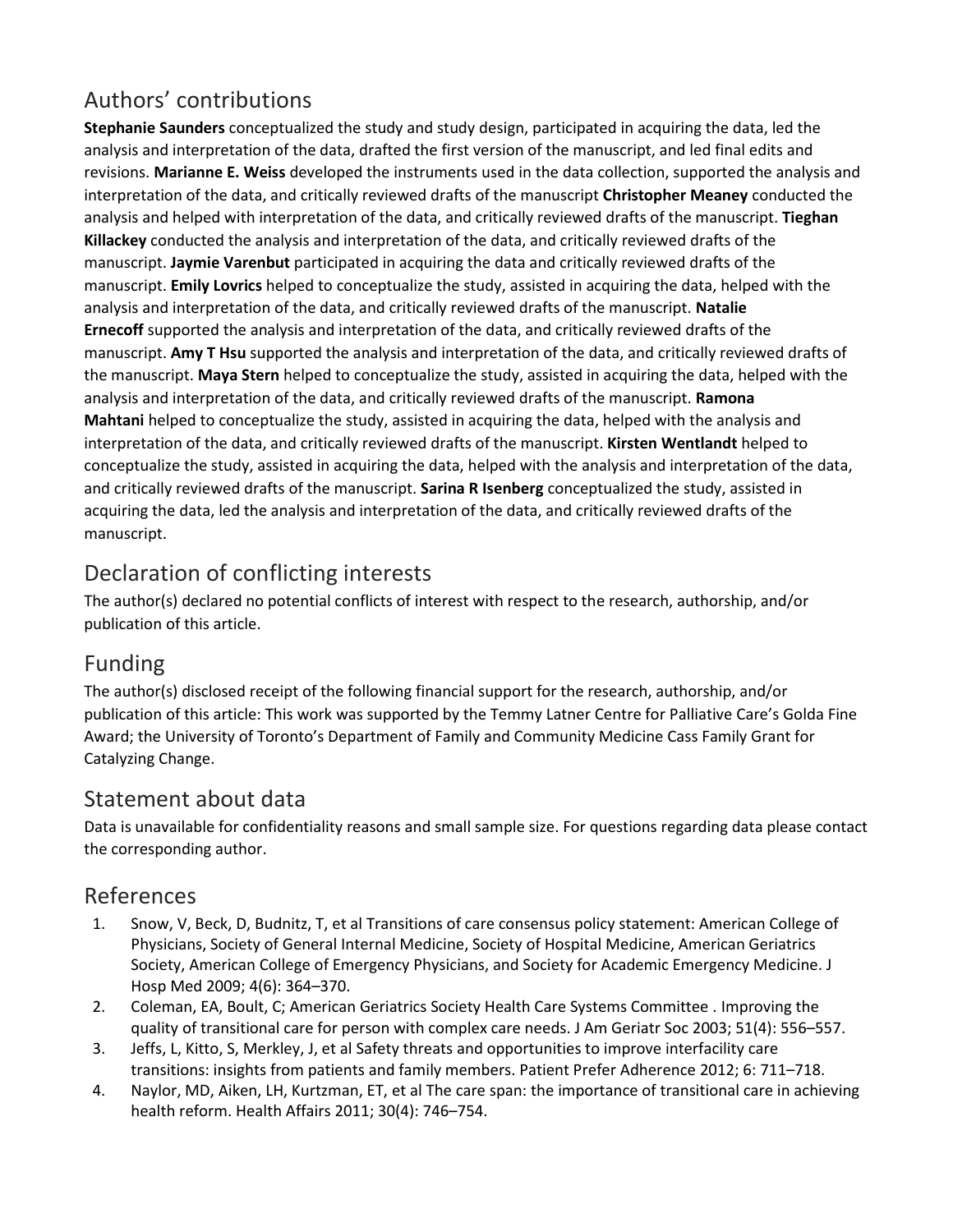## Authors' contributions

**Stephanie Saunders** conceptualized the study and study design, participated in acquiring the data, led the analysis and interpretation of the data, drafted the first version of the manuscript, and led final edits and revisions. **Marianne E. Weiss** developed the instruments used in the data collection, supported the analysis and interpretation of the data, and critically reviewed drafts of the manuscript **Christopher Meaney** conducted the analysis and helped with interpretation of the data, and critically reviewed drafts of the manuscript. **Tieghan Killackey** conducted the analysis and interpretation of the data, and critically reviewed drafts of the manuscript. **Jaymie Varenbut** participated in acquiring the data and critically reviewed drafts of the manuscript. **Emily Lovrics** helped to conceptualize the study, assisted in acquiring the data, helped with the analysis and interpretation of the data, and critically reviewed drafts of the manuscript. **Natalie Ernecoff** supported the analysis and interpretation of the data, and critically reviewed drafts of the manuscript. **Amy T Hsu** supported the analysis and interpretation of the data, and critically reviewed drafts of the manuscript. **Maya Stern** helped to conceptualize the study, assisted in acquiring the data, helped with the analysis and interpretation of the data, and critically reviewed drafts of the manuscript. **Ramona Mahtani** helped to conceptualize the study, assisted in acquiring the data, helped with the analysis and interpretation of the data, and critically reviewed drafts of the manuscript. **Kirsten Wentlandt** helped to conceptualize the study, assisted in acquiring the data, helped with the analysis and interpretation of the data, and critically reviewed drafts of the manuscript. **Sarina R Isenberg** conceptualized the study, assisted in acquiring the data, led the analysis and interpretation of the data, and critically reviewed drafts of the manuscript.

## Declaration of conflicting interests

The author(s) declared no potential conflicts of interest with respect to the research, authorship, and/or publication of this article.

## Funding

The author(s) disclosed receipt of the following financial support for the research, authorship, and/or publication of this article: This work was supported by the Temmy Latner Centre for Palliative Care's Golda Fine Award; the University of Toronto's Department of Family and Community Medicine Cass Family Grant for Catalyzing Change.

## Statement about data

Data is unavailable for confidentiality reasons and small sample size. For questions regarding data please contact the corresponding author.

## References

1. Snow, V, Beck, D, Budnitz, T, et al Transitions of care consensus policy statement: American College of Physicians, Society of General Internal Medicine, Society of Hospital Medicine, American Geriatrics Society, American College of Emergency Physicians, and Society for Academic Emergency Medicine. J Hosp Med 2009; 4(6): 364–370.
2. Coleman, EA, Boult, C; American Geriatrics Society Health Care Systems Committee . Improving the quality of transitional care for person with complex care needs. J Am Geriatr Soc 2003; 51(4): 556–557.
3. Jeffs, L, Kitto, S, Merkley, J, et al Safety threats and opportunities to improve interfacility care transitions: insights from patients and family members. Patient Prefer Adherence 2012; 6: 711–718.
4. Naylor, MD, Aiken, LH, Kurtzman, ET, et al The care span: the importance of transitional care in achieving health reform. Health Affairs 2011; 30(4): 746–754.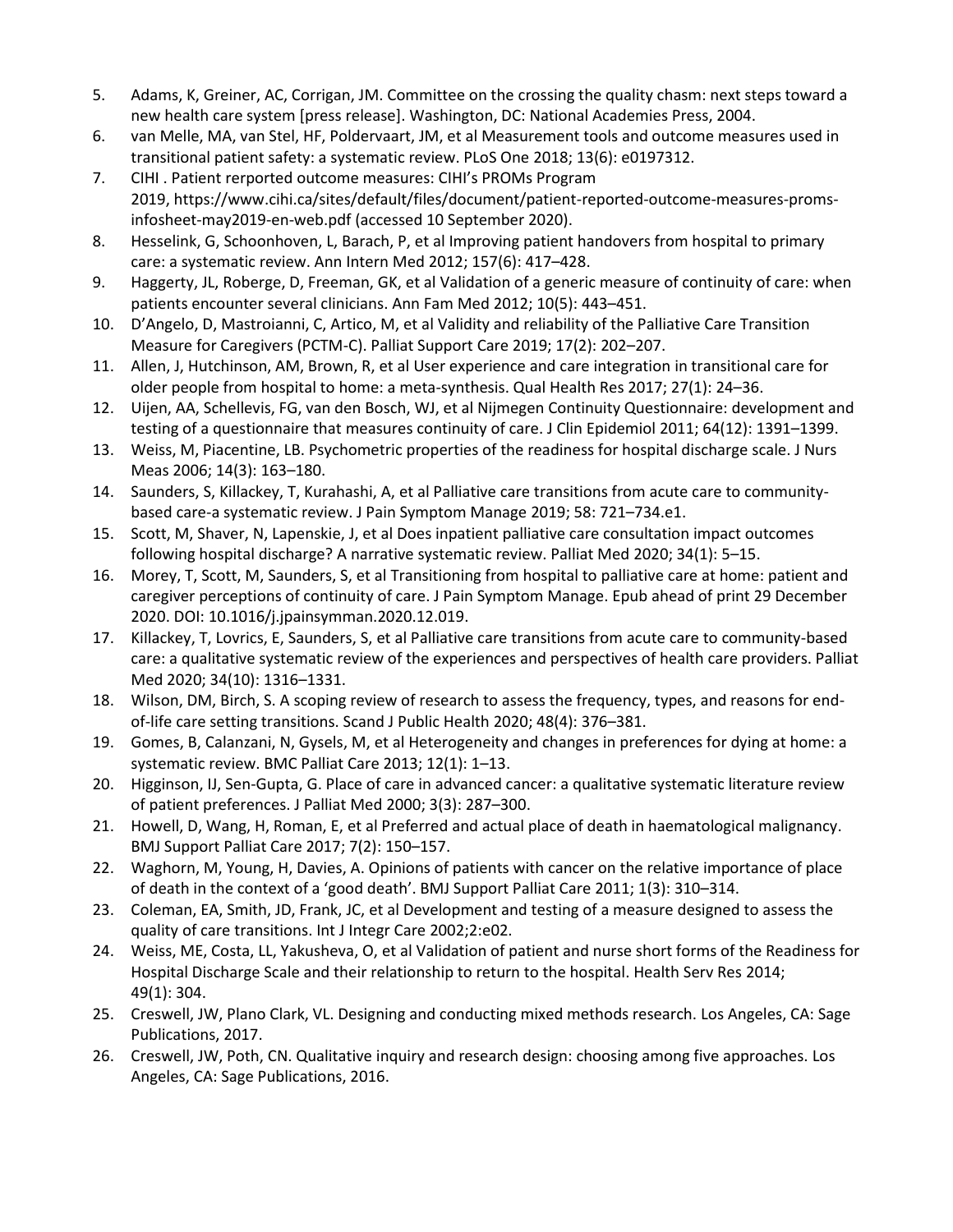5. Adams, K, Greiner, AC, Corrigan, JM. Committee on the crossing the quality chasm: next steps toward a new health care system [press release]. Washington, DC: National Academies Press, 2004.
6. van Melle, MA, van Stel, HF, Poldervaart, JM, et al Measurement tools and outcome measures used in transitional patient safety: a systematic review. PLoS One 2018; 13(6): e0197312.
7. CIHI . Patient rerported outcome measures: CIHI's PROMs Program 2019, https://www.cihi.ca/sites/default/files/document/patient-reported-outcome-measures-proms-infosheet-may2019-en-web.pdf (accessed 10 September 2020).
8. Hesselink, G, Schoonhoven, L, Barach, P, et al Improving patient handovers from hospital to primary care: a systematic review. Ann Intern Med 2012; 157(6): 417–428.
9. Haggerty, JL, Roberge, D, Freeman, GK, et al Validation of a generic measure of continuity of care: when patients encounter several clinicians. Ann Fam Med 2012; 10(5): 443–451.
10. D'Angelo, D, Mastroianni, C, Artico, M, et al Validity and reliability of the Palliative Care Transition Measure for Caregivers (PCTM-C). Palliat Support Care 2019; 17(2): 202–207.
11. Allen, J, Hutchinson, AM, Brown, R, et al User experience and care integration in transitional care for older people from hospital to home: a meta-synthesis. Qual Health Res 2017; 27(1): 24–36.
12. Uijen, AA, Schellevis, FG, van den Bosch, WJ, et al Nijmegen Continuity Questionnaire: development and testing of a questionnaire that measures continuity of care. J Clin Epidemiol 2011; 64(12): 1391–1399.
13. Weiss, M, Piacentine, LB. Psychometric properties of the readiness for hospital discharge scale. J Nurs Meas 2006; 14(3): 163–180.
14. Saunders, S, Killackey, T, Kurahashi, A, et al Palliative care transitions from acute care to community-based care-a systematic review. J Pain Symptom Manage 2019; 58: 721–734.e1.
15. Scott, M, Shaver, N, Lapenskie, J, et al Does inpatient palliative care consultation impact outcomes following hospital discharge? A narrative systematic review. Palliat Med 2020; 34(1): 5–15.
16. Morey, T, Scott, M, Saunders, S, et al Transitioning from hospital to palliative care at home: patient and caregiver perceptions of continuity of care. J Pain Symptom Manage. Epub ahead of print 29 December 2020. DOI: 10.1016/j.jpainsymman.2020.12.019.
17. Killackey, T, Lovrics, E, Saunders, S, et al Palliative care transitions from acute care to community-based care: a qualitative systematic review of the experiences and perspectives of health care providers. Palliat Med 2020; 34(10): 1316–1331.
18. Wilson, DM, Birch, S. A scoping review of research to assess the frequency, types, and reasons for end-of-life care setting transitions. Scand J Public Health 2020; 48(4): 376–381.
19. Gomes, B, Calanzani, N, Gysels, M, et al Heterogeneity and changes in preferences for dying at home: a systematic review. BMC Palliat Care 2013; 12(1): 1–13.
20. Higginson, IJ, Sen-Gupta, G. Place of care in advanced cancer: a qualitative systematic literature review of patient preferences. J Palliat Med 2000; 3(3): 287–300.
21. Howell, D, Wang, H, Roman, E, et al Preferred and actual place of death in haematological malignancy. BMJ Support Palliat Care 2017; 7(2): 150–157.
22. Waghorn, M, Young, H, Davies, A. Opinions of patients with cancer on the relative importance of place of death in the context of a 'good death'. BMJ Support Palliat Care 2011; 1(3): 310–314.
23. Coleman, EA, Smith, JD, Frank, JC, et al Development and testing of a measure designed to assess the quality of care transitions. Int J Integr Care 2002;2:e02.
24. Weiss, ME, Costa, LL, Yakusheva, O, et al Validation of patient and nurse short forms of the Readiness for Hospital Discharge Scale and their relationship to return to the hospital. Health Serv Res 2014; 49(1): 304.
25. Creswell, JW, Plano Clark, VL. Designing and conducting mixed methods research. Los Angeles, CA: Sage Publications, 2017.
26. Creswell, JW, Poth, CN. Qualitative inquiry and research design: choosing among five approaches. Los Angeles, CA: Sage Publications, 2016.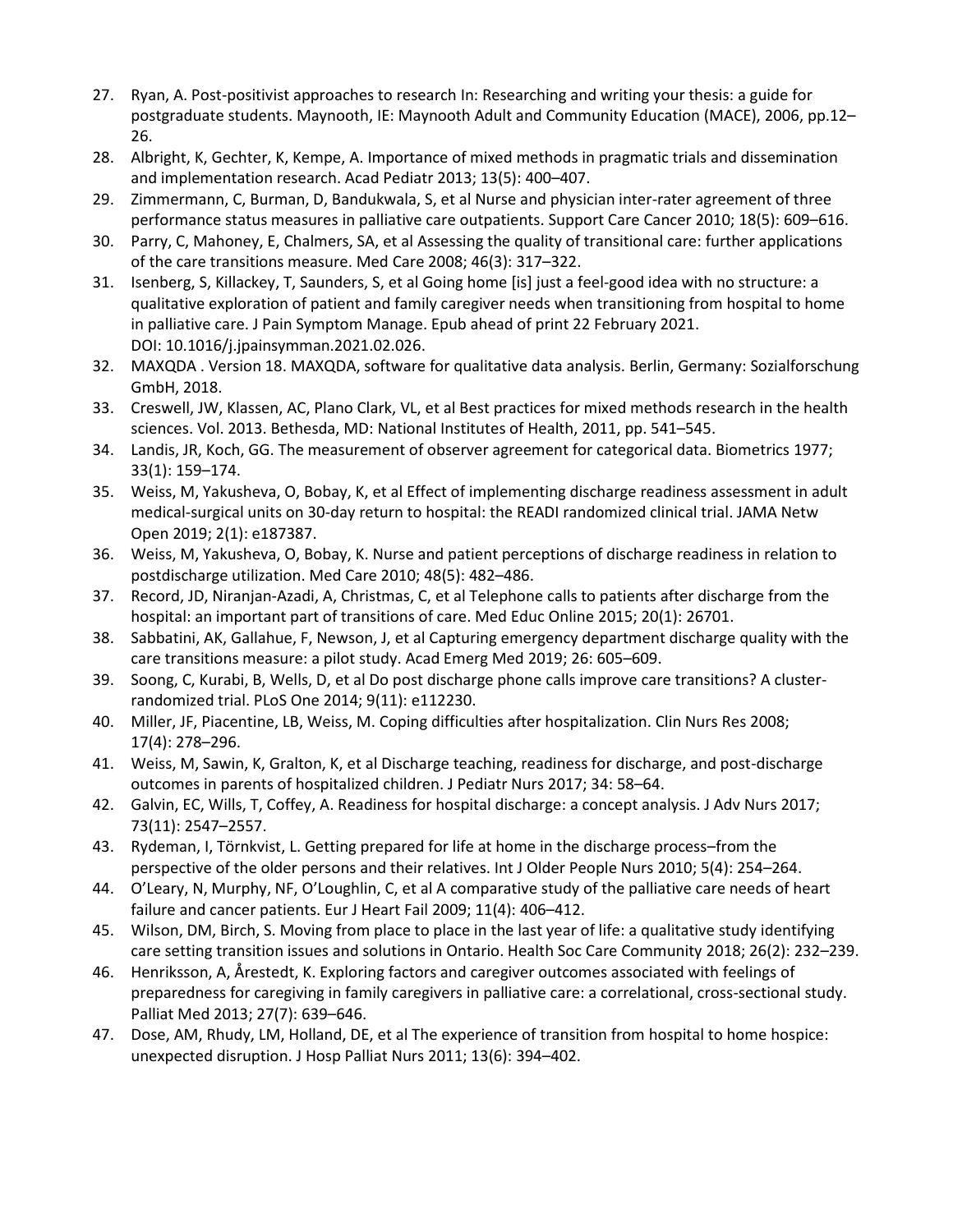27. Ryan, A. Post-positivist approaches to research In: Researching and writing your thesis: a guide for postgraduate students. Maynooth, IE: Maynooth Adult and Community Education (MACE), 2006, pp.12–26.
28. Albright, K, Gechter, K, Kempe, A. Importance of mixed methods in pragmatic trials and dissemination and implementation research. Acad Pediatr 2013; 13(5): 400–407.
29. Zimmermann, C, Burman, D, Bandukwala, S, et al Nurse and physician inter-rater agreement of three performance status measures in palliative care outpatients. Support Care Cancer 2010; 18(5): 609–616.
30. Parry, C, Mahoney, E, Chalmers, SA, et al Assessing the quality of transitional care: further applications of the care transitions measure. Med Care 2008; 46(3): 317–322.
31. Isenberg, S, Killackey, T, Saunders, S, et al Going home [is] just a feel-good idea with no structure: a qualitative exploration of patient and family caregiver needs when transitioning from hospital to home in palliative care. J Pain Symptom Manage. Epub ahead of print 22 February 2021. DOI: 10.1016/j.jpainsymman.2021.02.026.
32. MAXQDA . Version 18. MAXQDA, software for qualitative data analysis. Berlin, Germany: Sozialforschung GmbH, 2018.
33. Creswell, JW, Klassen, AC, Plano Clark, VL, et al Best practices for mixed methods research in the health sciences. Vol. 2013. Bethesda, MD: National Institutes of Health, 2011, pp. 541–545.
34. Landis, JR, Koch, GG. The measurement of observer agreement for categorical data. Biometrics 1977; 33(1): 159–174.
35. Weiss, M, Yakusheva, O, Bobay, K, et al Effect of implementing discharge readiness assessment in adult medical-surgical units on 30-day return to hospital: the READI randomized clinical trial. JAMA Netw Open 2019; 2(1): e187387.
36. Weiss, M, Yakusheva, O, Bobay, K. Nurse and patient perceptions of discharge readiness in relation to postdischarge utilization. Med Care 2010; 48(5): 482–486.
37. Record, JD, Niranjan-Azadi, A, Christmas, C, et al Telephone calls to patients after discharge from the hospital: an important part of transitions of care. Med Educ Online 2015; 20(1): 26701.
38. Sabbatini, AK, Gallahue, F, Newson, J, et al Capturing emergency department discharge quality with the care transitions measure: a pilot study. Acad Emerg Med 2019; 26: 605–609.
39. Soong, C, Kurabi, B, Wells, D, et al Do post discharge phone calls improve care transitions? A cluster-randomized trial. PLoS One 2014; 9(11): e112230.
40. Miller, JF, Piacentine, LB, Weiss, M. Coping difficulties after hospitalization. Clin Nurs Res 2008; 17(4): 278–296.
41. Weiss, M, Sawin, K, Gralton, K, et al Discharge teaching, readiness for discharge, and post-discharge outcomes in parents of hospitalized children. J Pediatr Nurs 2017; 34: 58–64.
42. Galvin, EC, Wills, T, Coffey, A. Readiness for hospital discharge: a concept analysis. J Adv Nurs 2017; 73(11): 2547–2557.
43. Rydeman, I, Törnkvist, L. Getting prepared for life at home in the discharge process–from the perspective of the older persons and their relatives. Int J Older People Nurs 2010; 5(4): 254–264.
44. O'Leary, N, Murphy, NF, O'Loughlin, C, et al A comparative study of the palliative care needs of heart failure and cancer patients. Eur J Heart Fail 2009; 11(4): 406–412.
45. Wilson, DM, Birch, S. Moving from place to place in the last year of life: a qualitative study identifying care setting transition issues and solutions in Ontario. Health Soc Care Community 2018; 26(2): 232–239.
46. Henriksson, A, Årestedt, K. Exploring factors and caregiver outcomes associated with feelings of preparedness for caregiving in family caregivers in palliative care: a correlational, cross-sectional study. Palliat Med 2013; 27(7): 639–646.
47. Dose, AM, Rhudy, LM, Holland, DE, et al The experience of transition from hospital to home hospice: unexpected disruption. J Hosp Palliat Nurs 2011; 13(6): 394–402.